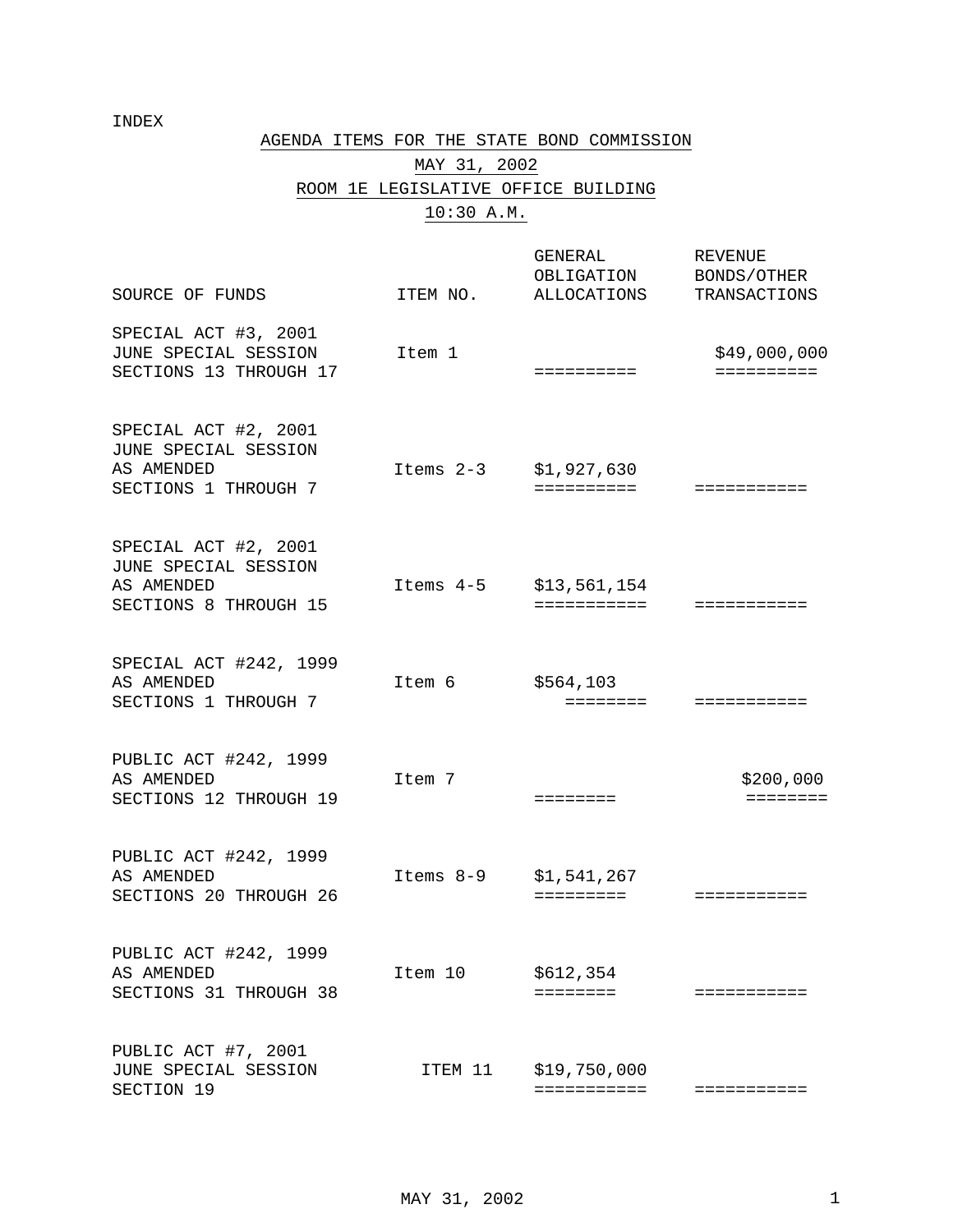INDEX

AGENDA ITEMS FOR THE STATE BOND COMMISSION

MAY 31, 2002

ROOM 1E LEGISLATIVE OFFICE BUILDING

10:30 A.M.

| SOURCE OF FUNDS | ITEM NO. | GENERAL OBLIGATION ALLOCATIONS | REVENUE BONDS/OTHER TRANSACTIONS |
|---|---|---|---|
| SPECIAL ACT #3, 2001 JUNE SPECIAL SESSION SECTIONS 13 THROUGH 17 | Item 1 | ========== | $49,000,000 ========== |
| SPECIAL ACT #2, 2001 JUNE SPECIAL SESSION AS AMENDED SECTIONS 1 THROUGH 7 | Items 2-3 | $1,927,630 ========== | =========== |
| SPECIAL ACT #2, 2001 JUNE SPECIAL SESSION AS AMENDED SECTIONS 8 THROUGH 15 | Items 4-5 | $13,561,154 =========== | =========== |
| SPECIAL ACT #242, 1999 AS AMENDED SECTIONS 1 THROUGH 7 | Item 6 | $564,103 ======== | =========== |
| PUBLIC ACT #242, 1999 AS AMENDED SECTIONS 12 THROUGH 19 | Item 7 | ======== | $200,000 ======== |
| PUBLIC ACT #242, 1999 AS AMENDED SECTIONS 20 THROUGH 26 | Items 8-9 | $1,541,267 ========= | =========== |
| PUBLIC ACT #242, 1999 AS AMENDED SECTIONS 31 THROUGH 38 | Item 10 | $612,354 ======== | =========== |
| PUBLIC ACT #7, 2001 JUNE SPECIAL SESSION SECTION 19 | ITEM 11 | $19,750,000 =========== | =========== |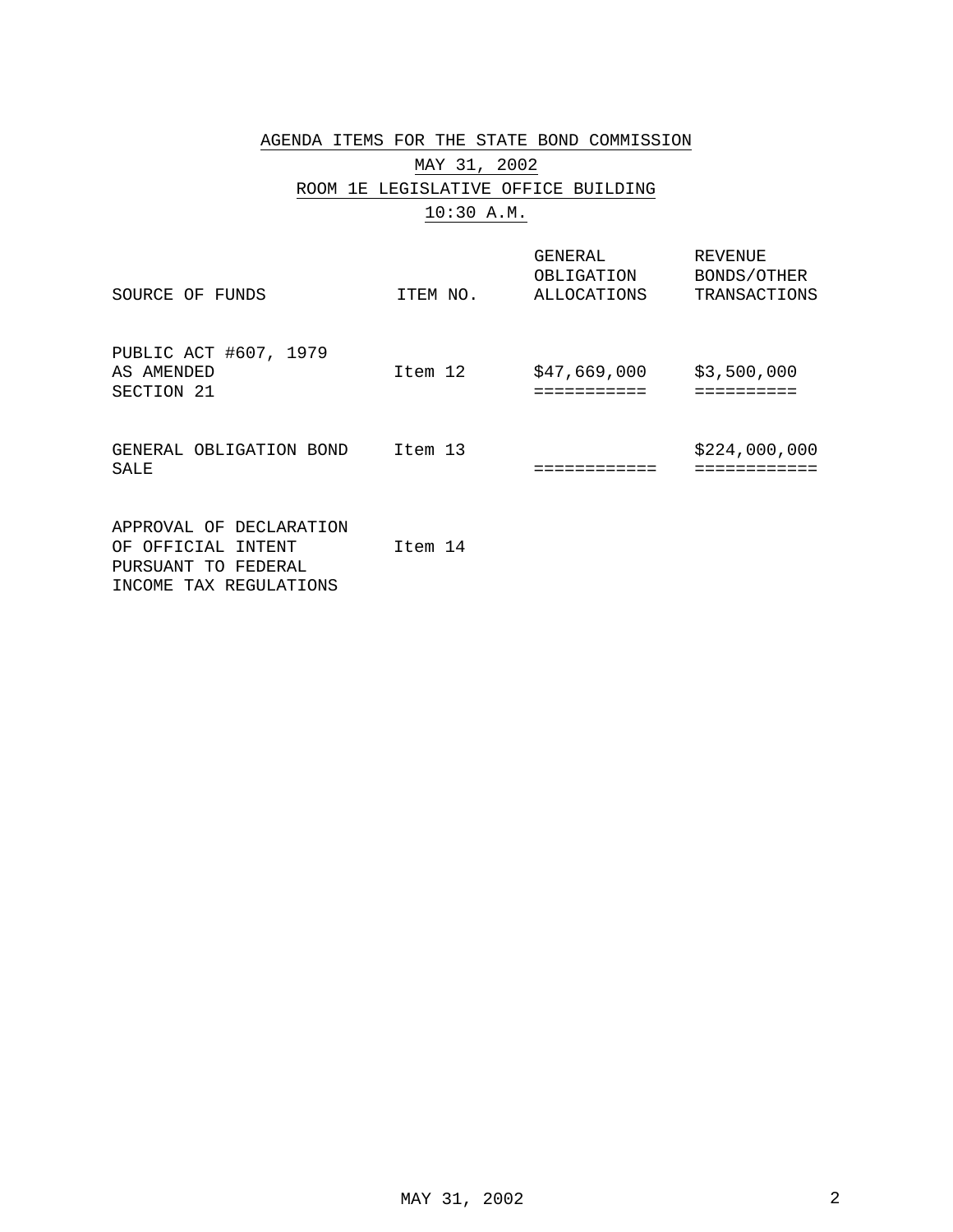AGENDA ITEMS FOR THE STATE BOND COMMISSION

MAY 31, 2002

ROOM 1E LEGISLATIVE OFFICE BUILDING

10:30 A.M.

| SOURCE OF FUNDS | ITEM NO. | GENERAL OBLIGATION ALLOCATIONS | REVENUE BONDS/OTHER TRANSACTIONS |
|---|---|---|---|
| PUBLIC ACT #607, 1979 AS AMENDED SECTION 21 | Item 12 | $47,669,000 | $3,500,000 |
| GENERAL OBLIGATION BOND SALE | Item 13 | | $224,000,000 |
| APPROVAL OF DECLARATION OF OFFICIAL INTENT PURSUANT TO FEDERAL INCOME TAX REGULATIONS | Item 14 | | |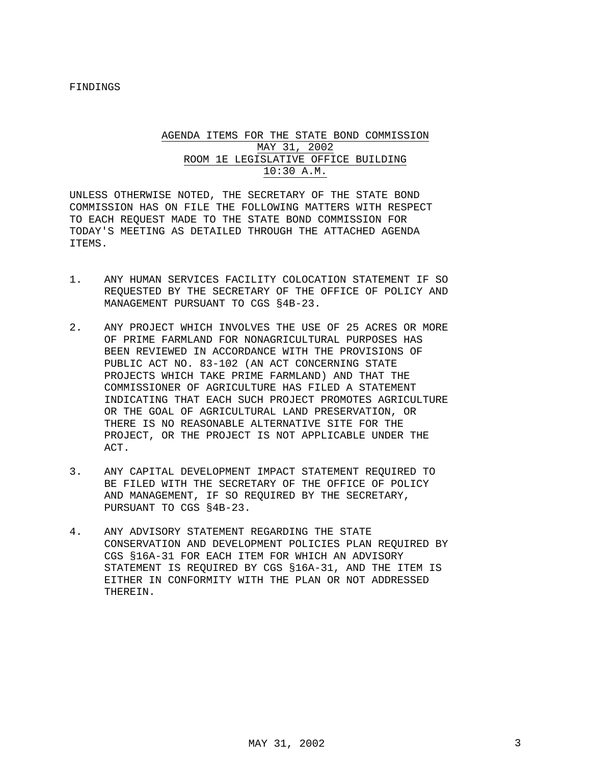FINDINGS

## AGENDA ITEMS FOR THE STATE BOND COMMISSION
## MAY 31, 2002
## ROOM 1E LEGISLATIVE OFFICE BUILDING
## 10:30 A.M.

UNLESS OTHERWISE NOTED, THE SECRETARY OF THE STATE BOND COMMISSION HAS ON FILE THE FOLLOWING MATTERS WITH RESPECT TO EACH REQUEST MADE TO THE STATE BOND COMMISSION FOR TODAY'S MEETING AS DETAILED THROUGH THE ATTACHED AGENDA ITEMS.

1. ANY HUMAN SERVICES FACILITY COLOCATION STATEMENT IF SO REQUESTED BY THE SECRETARY OF THE OFFICE OF POLICY AND MANAGEMENT PURSUANT TO CGS §4B-23.

2. ANY PROJECT WHICH INVOLVES THE USE OF 25 ACRES OR MORE OF PRIME FARMLAND FOR NONAGRICULTURAL PURPOSES HAS BEEN REVIEWED IN ACCORDANCE WITH THE PROVISIONS OF PUBLIC ACT NO. 83-102 (AN ACT CONCERNING STATE PROJECTS WHICH TAKE PRIME FARMLAND) AND THAT THE COMMISSIONER OF AGRICULTURE HAS FILED A STATEMENT INDICATING THAT EACH SUCH PROJECT PROMOTES AGRICULTURE OR THE GOAL OF AGRICULTURAL LAND PRESERVATION, OR THERE IS NO REASONABLE ALTERNATIVE SITE FOR THE PROJECT, OR THE PROJECT IS NOT APPLICABLE UNDER THE ACT.

3. ANY CAPITAL DEVELOPMENT IMPACT STATEMENT REQUIRED TO BE FILED WITH THE SECRETARY OF THE OFFICE OF POLICY AND MANAGEMENT, IF SO REQUIRED BY THE SECRETARY, PURSUANT TO CGS §4B-23.

4. ANY ADVISORY STATEMENT REGARDING THE STATE CONSERVATION AND DEVELOPMENT POLICIES PLAN REQUIRED BY CGS §16A-31 FOR EACH ITEM FOR WHICH AN ADVISORY STATEMENT IS REQUIRED BY CGS §16A-31, AND THE ITEM IS EITHER IN CONFORMITY WITH THE PLAN OR NOT ADDRESSED THEREIN.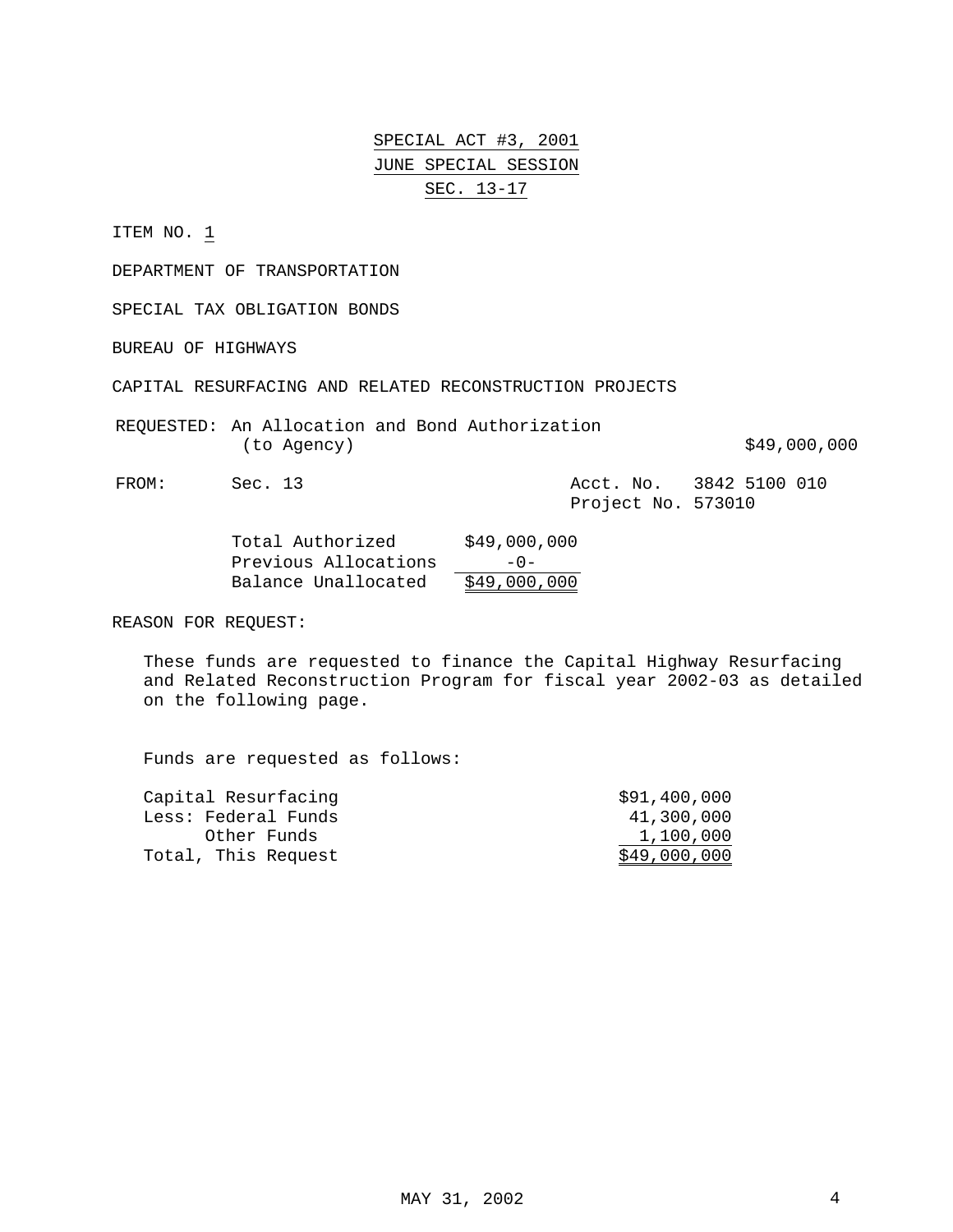SPECIAL ACT #3, 2001
JUNE SPECIAL SESSION
SEC. 13-17

ITEM NO. 1

DEPARTMENT OF TRANSPORTATION

SPECIAL TAX OBLIGATION BONDS

BUREAU OF HIGHWAYS

CAPITAL RESURFACING AND RELATED RECONSTRUCTION PROJECTS

REQUESTED: An Allocation and Bond Authorization (to Agency) $49,000,000

FROM: Sec. 13 Acct. No. 3842 5100 010
Project No. 573010

| | |
|---|---|
| Total Authorized | $49,000,000 |
| Previous Allocations | -0- |
| Balance Unallocated | $49,000,000 |

REASON FOR REQUEST:

These funds are requested to finance the Capital Highway Resurfacing and Related Reconstruction Program for fiscal year 2002-03 as detailed on the following page.

Funds are requested as follows:

| | |
|---|---|
| Capital Resurfacing | $91,400,000 |
| Less: Federal Funds | 41,300,000 |
| Other Funds | 1,100,000 |
| Total, This Request | $49,000,000 |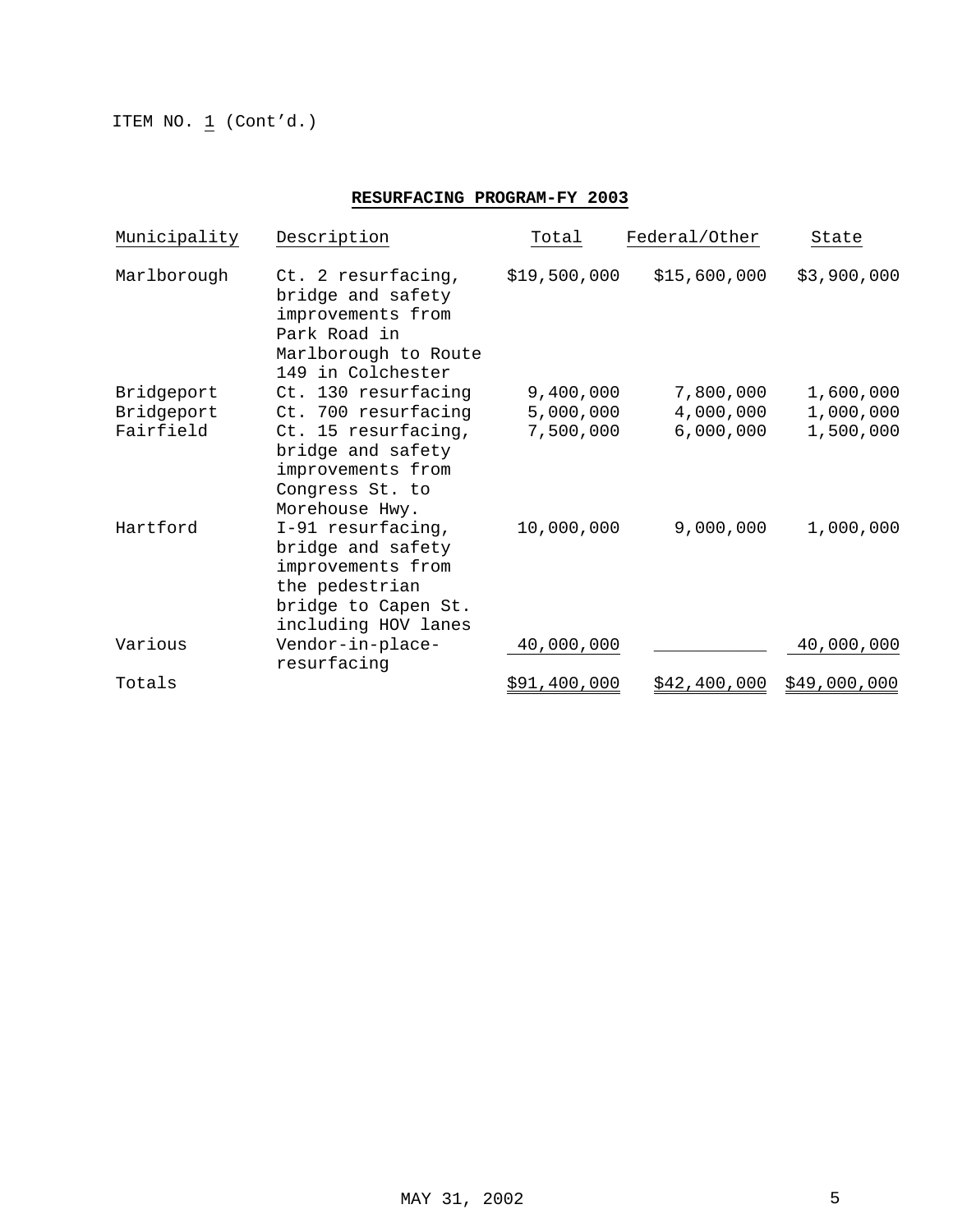ITEM NO. 1 (Cont'd.)

**RESURFACING PROGRAM-FY 2003**

| Municipality | Description | Total | Federal/Other | State |
|---|---|---|---|---|
| Marlborough | Ct. 2 resurfacing, bridge and safety improvements from Park Road in Marlborough to Route 149 in Colchester | $19,500,000 | $15,600,000 | $3,900,000 |
| Bridgeport | Ct. 130 resurfacing | 9,400,000 | 7,800,000 | 1,600,000 |
| Bridgeport | Ct. 700 resurfacing | 5,000,000 | 4,000,000 | 1,000,000 |
| Fairfield | Ct. 15 resurfacing, bridge and safety improvements from Congress St. to Morehouse Hwy. | 7,500,000 | 6,000,000 | 1,500,000 |
| Hartford | I-91 resurfacing, bridge and safety improvements from the pedestrian bridge to Capen St. including HOV lanes | 10,000,000 | 9,000,000 | 1,000,000 |
| Various | Vendor-in-place-resurfacing | 40,000,000 | | 40,000,000 |
| Totals | | $91,400,000 | $42,400,000 | $49,000,000 |

MAY 31, 2002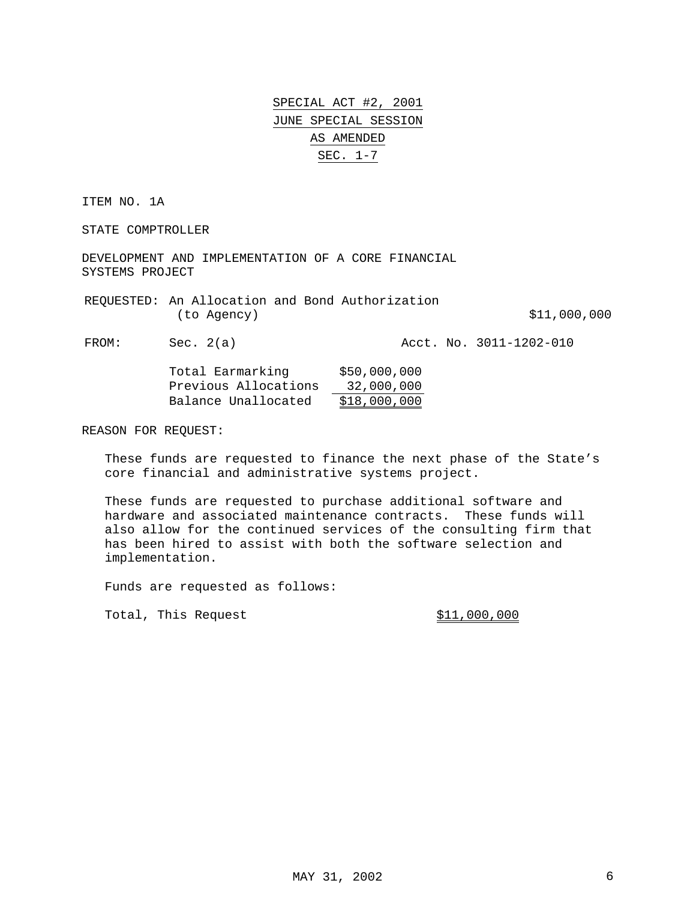# SPECIAL ACT #2, 2001
# JUNE SPECIAL SESSION
# AS AMENDED
# SEC. 1-7

ITEM NO. 1A

STATE COMPTROLLER

DEVELOPMENT AND IMPLEMENTATION OF A CORE FINANCIAL SYSTEMS PROJECT

| | | | |
|---|---|---|---|
| REQUESTED: | An Allocation and Bond Authorization (to Agency) | | $11,000,000 |
| FROM: | Sec. 2(a) | | Acct. No. 3011-1202-010 |
| | Total Earmarking | $50,000,000 | |
| | Previous Allocations | 32,000,000 | |
| | Balance Unallocated | $18,000,000 | |

REASON FOR REQUEST:

These funds are requested to finance the next phase of the State's core financial and administrative systems project.

These funds are requested to purchase additional software and hardware and associated maintenance contracts. These funds will also allow for the continued services of the consulting firm that has been hired to assist with both the software selection and implementation.

Funds are requested as follows:

| | |
|---|---|
| Total, This Request | $11,000,000 |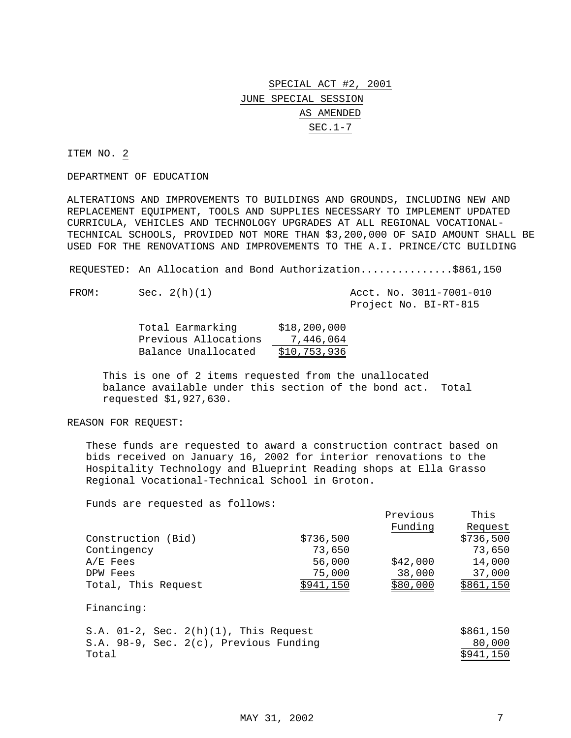SPECIAL ACT #2, 2001
JUNE SPECIAL SESSION
AS AMENDED
SEC.1-7

ITEM NO. 2

DEPARTMENT OF EDUCATION

ALTERATIONS AND IMPROVEMENTS TO BUILDINGS AND GROUNDS, INCLUDING NEW AND REPLACEMENT EQUIPMENT, TOOLS AND SUPPLIES NECESSARY TO IMPLEMENT UPDATED CURRICULA, VEHICLES AND TECHNOLOGY UPGRADES AT ALL REGIONAL VOCATIONAL-TECHNICAL SCHOOLS, PROVIDED NOT MORE THAN $3,200,000 OF SAID AMOUNT SHALL BE USED FOR THE RENOVATIONS AND IMPROVEMENTS TO THE A.I. PRINCE/CTC BUILDING

REQUESTED: An Allocation and Bond Authorization...............$861,150

FROM: Sec. 2(h)(1) — Acct. No. 3011-7001-010, Project No. BI-RT-815

| | |
|---|---|
| Total Earmarking | $18,200,000 |
| Previous Allocations | 7,446,064 |
| Balance Unallocated | $10,753,936 |

This is one of 2 items requested from the unallocated balance available under this section of the bond act. Total requested $1,927,630.

REASON FOR REQUEST:

These funds are requested to award a construction contract based on bids received on January 16, 2002 for interior renovations to the Hospitality Technology and Blueprint Reading shops at Ella Grasso Regional Vocational-Technical School in Groton.

Funds are requested as follows:

| | | Previous Funding | This Request |
|---|---|---|---|
| Construction (Bid) | $736,500 | | $736,500 |
| Contingency | 73,650 | | 73,650 |
| A/E Fees | 56,000 | $42,000 | 14,000 |
| DPW Fees | 75,000 | 38,000 | 37,000 |
| Total, This Request | $941,150 | $80,000 | $861,150 |

Financing:

| | |
|---|---|
| S.A. 01-2, Sec. 2(h)(1), This Request | $861,150 |
| S.A. 98-9, Sec. 2(c), Previous Funding | 80,000 |
| Total | $941,150 |

MAY 31, 2002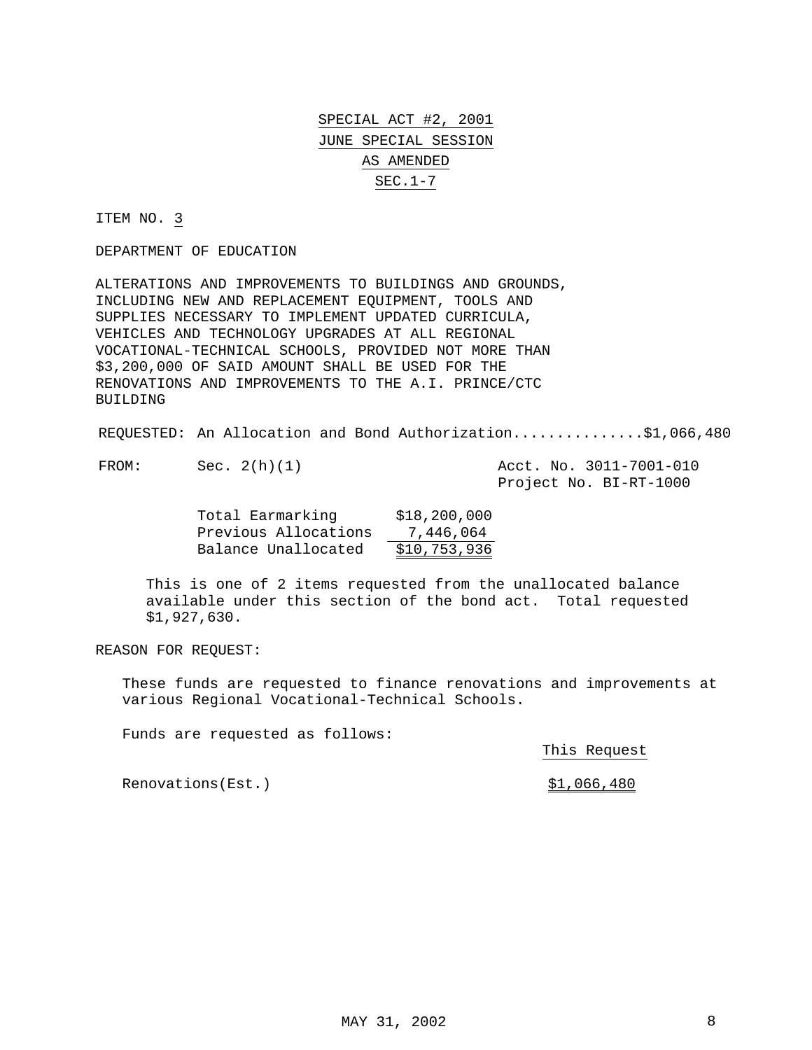SPECIAL ACT #2, 2001
JUNE SPECIAL SESSION
AS AMENDED
SEC.1-7

ITEM NO. 3

DEPARTMENT OF EDUCATION

ALTERATIONS AND IMPROVEMENTS TO BUILDINGS AND GROUNDS, INCLUDING NEW AND REPLACEMENT EQUIPMENT, TOOLS AND SUPPLIES NECESSARY TO IMPLEMENT UPDATED CURRICULA, VEHICLES AND TECHNOLOGY UPGRADES AT ALL REGIONAL VOCATIONAL-TECHNICAL SCHOOLS, PROVIDED NOT MORE THAN $3,200,000 OF SAID AMOUNT SHALL BE USED FOR THE RENOVATIONS AND IMPROVEMENTS TO THE A.I. PRINCE/CTC BUILDING

REQUESTED: An Allocation and Bond Authorization..............$1,066,480

FROM: Sec. 2(h)(1) Acct. No. 3011-7001-010
Project No. BI-RT-1000

| | |
|---|---|
| Total Earmarking | $18,200,000 |
| Previous Allocations | 7,446,064 |
| Balance Unallocated | $10,753,936 |

This is one of 2 items requested from the unallocated balance available under this section of the bond act. Total requested $1,927,630.

REASON FOR REQUEST:

These funds are requested to finance renovations and improvements at various Regional Vocational-Technical Schools.

Funds are requested as follows:

| | This Request |
|---|---|
| Renovations(Est.) | $1,066,480 |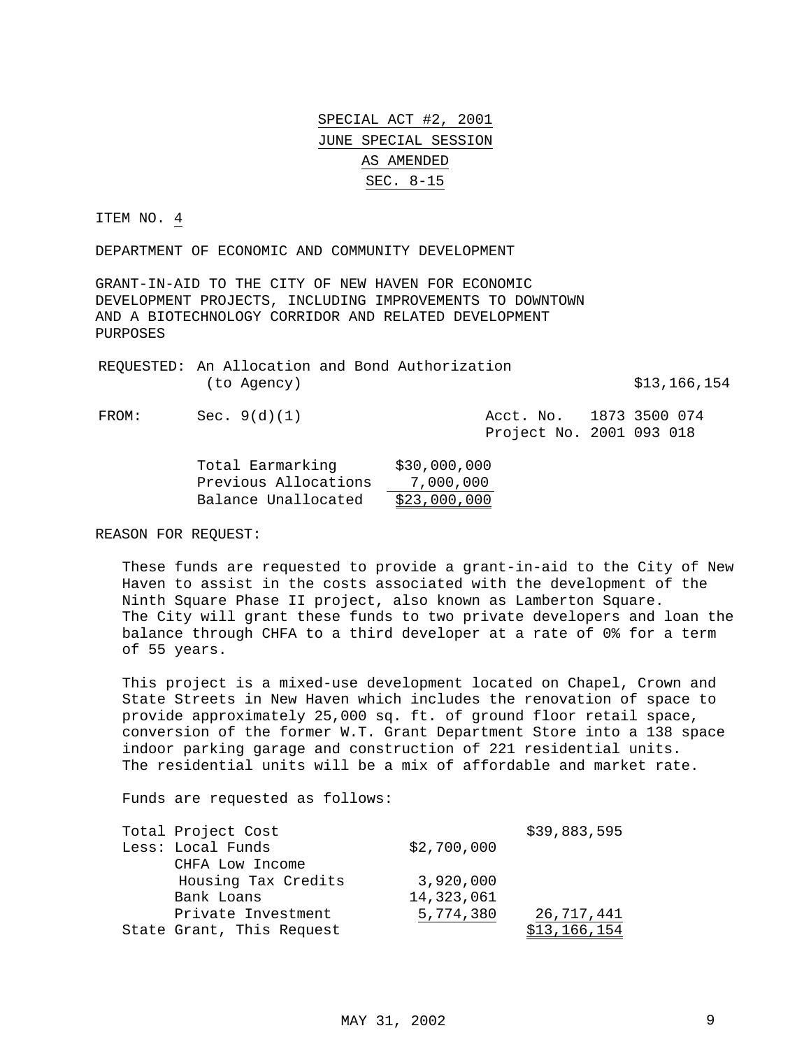SPECIAL ACT #2, 2001
JUNE SPECIAL SESSION
AS AMENDED
SEC. 8-15

ITEM NO. 4

DEPARTMENT OF ECONOMIC AND COMMUNITY DEVELOPMENT

GRANT-IN-AID TO THE CITY OF NEW HAVEN FOR ECONOMIC DEVELOPMENT PROJECTS, INCLUDING IMPROVEMENTS TO DOWNTOWN AND A BIOTECHNOLOGY CORRIDOR AND RELATED DEVELOPMENT PURPOSES

REQUESTED: An Allocation and Bond Authorization (to Agency) $13,166,154

FROM: Sec. 9(d)(1) Acct. No. 1873 3500 074
Project No. 2001 093 018

| | |
|---|---|
| Total Earmarking | $30,000,000 |
| Previous Allocations | 7,000,000 |
| Balance Unallocated | $23,000,000 |

REASON FOR REQUEST:

These funds are requested to provide a grant-in-aid to the City of New Haven to assist in the costs associated with the development of the Ninth Square Phase II project, also known as Lamberton Square. The City will grant these funds to two private developers and loan the balance through CHFA to a third developer at a rate of 0% for a term of 55 years.

This project is a mixed-use development located on Chapel, Crown and State Streets in New Haven which includes the renovation of space to provide approximately 25,000 sq. ft. of ground floor retail space, conversion of the former W.T. Grant Department Store into a 138 space indoor parking garage and construction of 221 residential units. The residential units will be a mix of affordable and market rate.

Funds are requested as follows:

| | | |
|---|---|---|
| Total Project Cost | | $39,883,595 |
| Less: Local Funds | $2,700,000 | |
| CHFA Low Income Housing Tax Credits | 3,920,000 | |
| Bank Loans | 14,323,061 | |
| Private Investment | 5,774,380 | 26,717,441 |
| State Grant, This Request | | $13,166,154 |

MAY 31, 2002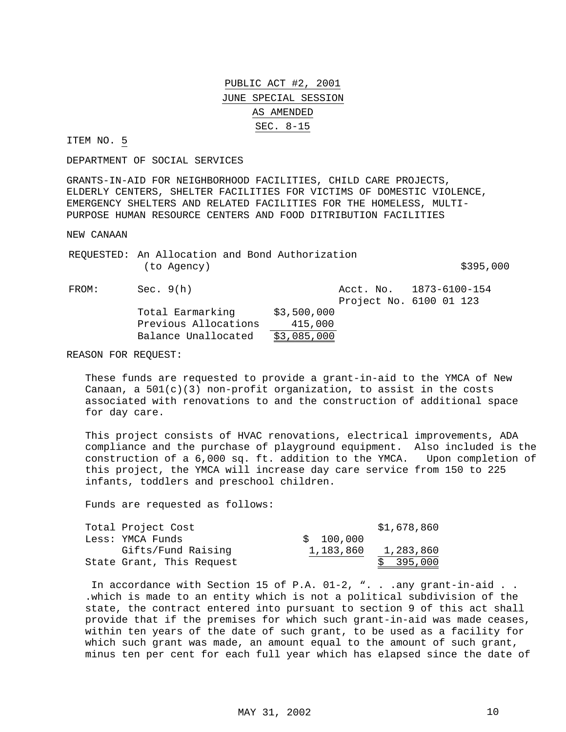PUBLIC ACT #2, 2001

JUNE SPECIAL SESSION

AS AMENDED

SEC. 8-15

ITEM NO. 5

DEPARTMENT OF SOCIAL SERVICES

GRANTS-IN-AID FOR NEIGHBORHOOD FACILITIES, CHILD CARE PROJECTS, ELDERLY CENTERS, SHELTER FACILITIES FOR VICTIMS OF DOMESTIC VIOLENCE, EMERGENCY SHELTERS AND RELATED FACILITIES FOR THE HOMELESS, MULTI-PURPOSE HUMAN RESOURCE CENTERS AND FOOD DITRIBUTION FACILITIES

NEW CANAAN

REQUESTED: An Allocation and Bond Authorization (to Agency) $395,000

| | | | |
|---|---|---|---|
| FROM: | Sec. 9(h) | | Acct. No. 1873-6100-154<br>Project No. 6100 01 123 |
| | Total Earmarking | $3,500,000 | |
| | Previous Allocations | 415,000 | |
| | Balance Unallocated | $3,085,000 | |

REASON FOR REQUEST:

These funds are requested to provide a grant-in-aid to the YMCA of New Canaan, a 501(c)(3) non-profit organization, to assist in the costs associated with renovations to and the construction of additional space for day care.

This project consists of HVAC renovations, electrical improvements, ADA compliance and the purchase of playground equipment. Also included is the construction of a 6,000 sq. ft. addition to the YMCA. Upon completion of this project, the YMCA will increase day care service from 150 to 225 infants, toddlers and preschool children.

Funds are requested as follows:

| | | |
|---|---|---|
| Total Project Cost | | $1,678,860 |
| Less: YMCA Funds | $ 100,000 | |
| Gifts/Fund Raising | 1,183,860 | 1,283,860 |
| State Grant, This Request | | $ 395,000 |

In accordance with Section 15 of P.A. 01-2, ". . .any grant-in-aid . . .which is made to an entity which is not a political subdivision of the state, the contract entered into pursuant to section 9 of this act shall provide that if the premises for which such grant-in-aid was made ceases, within ten years of the date of such grant, to be used as a facility for which such grant was made, an amount equal to the amount of such grant, minus ten per cent for each full year which has elapsed since the date of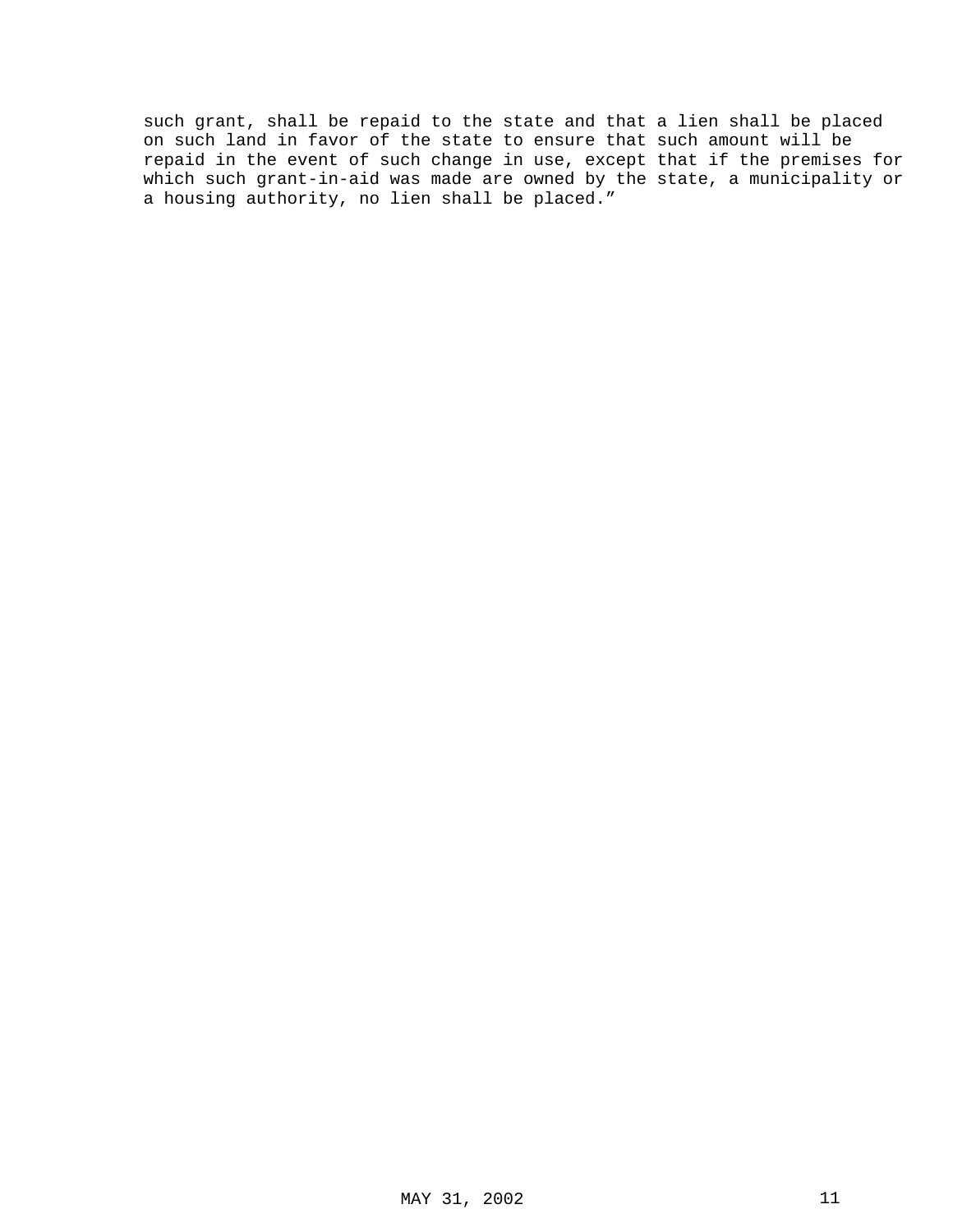such grant, shall be repaid to the state and that a lien shall be placed on such land in favor of the state to ensure that such amount will be repaid in the event of such change in use, except that if the premises for which such grant-in-aid was made are owned by the state, a municipality or a housing authority, no lien shall be placed."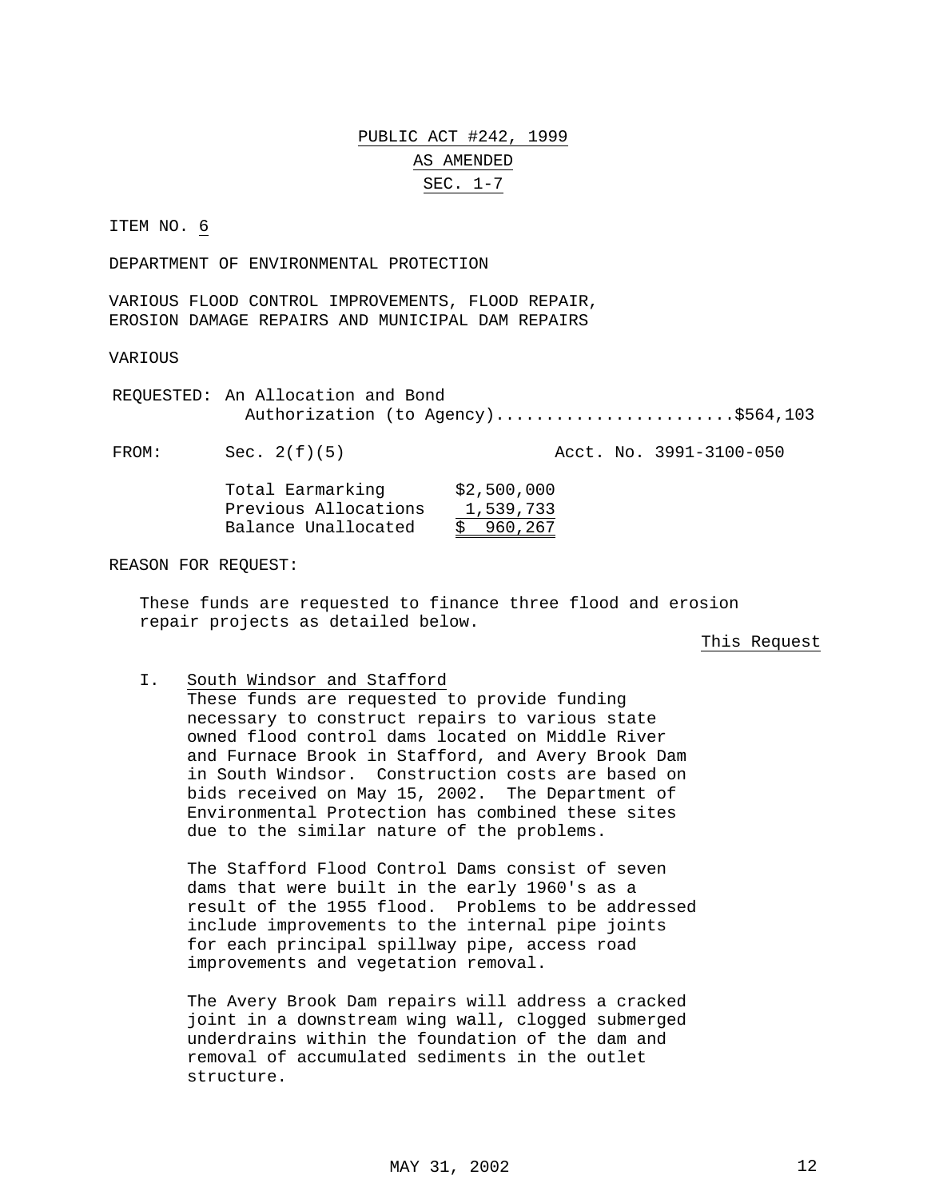PUBLIC ACT #242, 1999

AS AMENDED

SEC. 1-7

ITEM NO. 6

DEPARTMENT OF ENVIRONMENTAL PROTECTION

VARIOUS FLOOD CONTROL IMPROVEMENTS, FLOOD REPAIR, EROSION DAMAGE REPAIRS AND MUNICIPAL DAM REPAIRS

VARIOUS

REQUESTED: An Allocation and Bond Authorization (to Agency)........................$564,103

FROM: Sec. 2(f)(5) Acct. No. 3991-3100-050

| | |
|---|---|
| Total Earmarking | $2,500,000 |
| Previous Allocations | 1,539,733 |
| Balance Unallocated | $ 960,267 |

REASON FOR REQUEST:

These funds are requested to finance three flood and erosion repair projects as detailed below.

This Request

I. South Windsor and Stafford

These funds are requested to provide funding necessary to construct repairs to various state owned flood control dams located on Middle River and Furnace Brook in Stafford, and Avery Brook Dam in South Windsor. Construction costs are based on bids received on May 15, 2002. The Department of Environmental Protection has combined these sites due to the similar nature of the problems.

The Stafford Flood Control Dams consist of seven dams that were built in the early 1960's as a result of the 1955 flood. Problems to be addressed include improvements to the internal pipe joints for each principal spillway pipe, access road improvements and vegetation removal.

The Avery Brook Dam repairs will address a cracked joint in a downstream wing wall, clogged submerged underdrains within the foundation of the dam and removal of accumulated sediments in the outlet structure.

MAY 31, 2002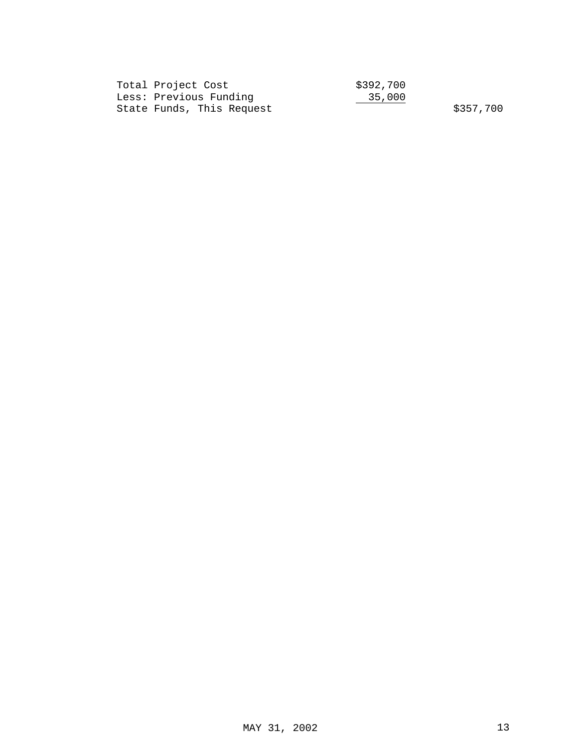| | | |
|---|---|---|
| Total Project Cost | $392,700 | |
| Less: Previous Funding | 35,000 | |
| State Funds, This Request | | $357,700 |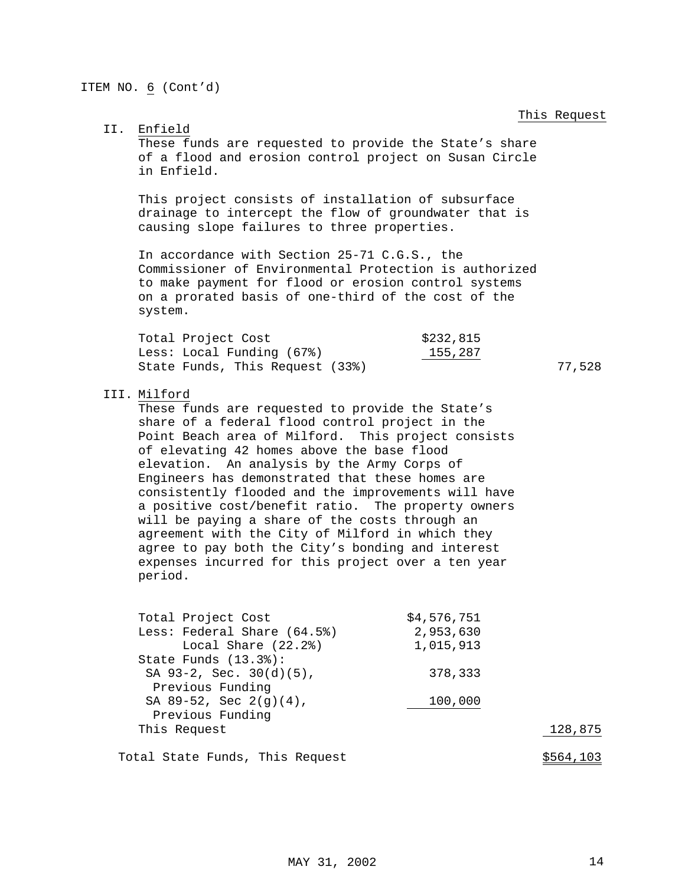ITEM NO. 6 (Cont'd)

This Request

II. Enfield

These funds are requested to provide the State's share of a flood and erosion control project on Susan Circle in Enfield.

This project consists of installation of subsurface drainage to intercept the flow of groundwater that is causing slope failures to three properties.

In accordance with Section 25-71 C.G.S., the Commissioner of Environmental Protection is authorized to make payment for flood or erosion control systems on a prorated basis of one-third of the cost of the system.

| | | |
|---|---|---|
| Total Project Cost | $232,815 | |
| Less: Local Funding (67%) | 155,287 | |
| State Funds, This Request (33%) | | 77,528 |

III. Milford

These funds are requested to provide the State's share of a federal flood control project in the Point Beach area of Milford. This project consists of elevating 42 homes above the base flood elevation. An analysis by the Army Corps of Engineers has demonstrated that these homes are consistently flooded and the improvements will have a positive cost/benefit ratio. The property owners will be paying a share of the costs through an agreement with the City of Milford in which they agree to pay both the City's bonding and interest expenses incurred for this project over a ten year period.

| | | |
|---|---|---|
| Total Project Cost | $4,576,751 | |
| Less: Federal Share (64.5%) | 2,953,630 | |
| Local Share (22.2%) | 1,015,913 | |
| State Funds (13.3%): | | |
| SA 93-2, Sec. 30(d)(5), Previous Funding | 378,333 | |
| SA 89-52, Sec 2(g)(4), Previous Funding | 100,000 | |
| This Request | | 128,875 |

| | |
|---|---|
| Total State Funds, This Request | $564,103 |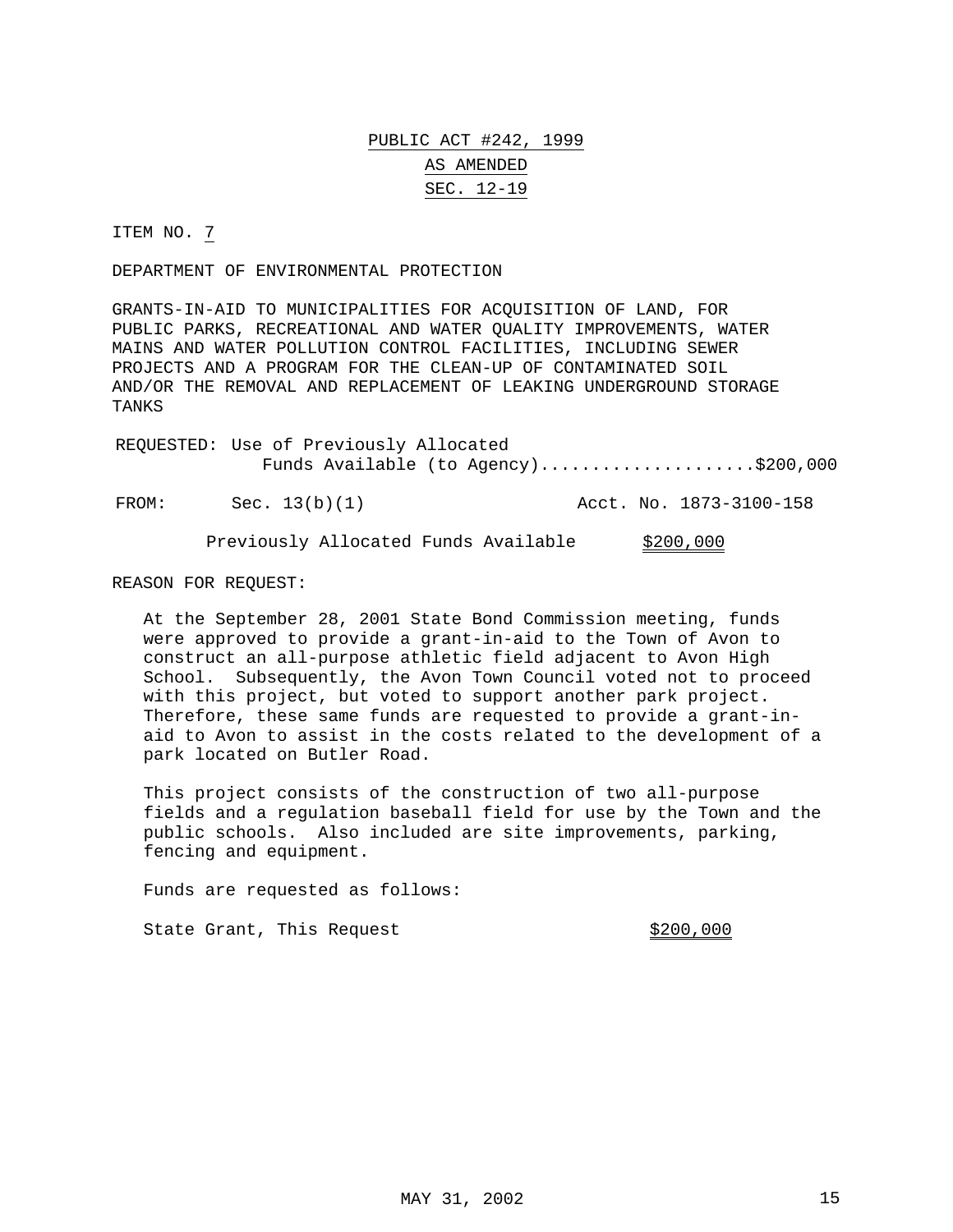PUBLIC ACT #242, 1999

AS AMENDED

SEC. 12-19

ITEM NO. 7

DEPARTMENT OF ENVIRONMENTAL PROTECTION

GRANTS-IN-AID TO MUNICIPALITIES FOR ACQUISITION OF LAND, FOR PUBLIC PARKS, RECREATIONAL AND WATER QUALITY IMPROVEMENTS, WATER MAINS AND WATER POLLUTION CONTROL FACILITIES, INCLUDING SEWER PROJECTS AND A PROGRAM FOR THE CLEAN-UP OF CONTAMINATED SOIL AND/OR THE REMOVAL AND REPLACEMENT OF LEAKING UNDERGROUND STORAGE TANKS

REQUESTED: Use of Previously Allocated Funds Available (to Agency).....................$200,000

FROM: Sec. 13(b)(1) Acct. No. 1873-3100-158

Previously Allocated Funds Available $200,000

REASON FOR REQUEST:

At the September 28, 2001 State Bond Commission meeting, funds were approved to provide a grant-in-aid to the Town of Avon to construct an all-purpose athletic field adjacent to Avon High School. Subsequently, the Avon Town Council voted not to proceed with this project, but voted to support another park project. Therefore, these same funds are requested to provide a grant-in-aid to Avon to assist in the costs related to the development of a park located on Butler Road.

This project consists of the construction of two all-purpose fields and a regulation baseball field for use by the Town and the public schools. Also included are site improvements, parking, fencing and equipment.

Funds are requested as follows:

State Grant, This Request $200,000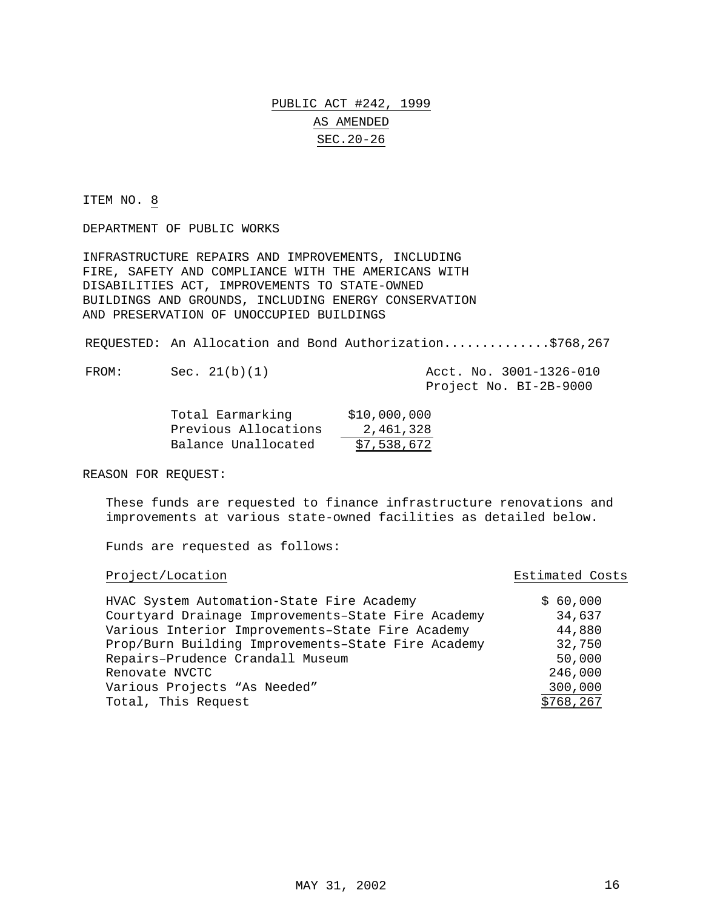# PUBLIC ACT #242, 1999
## AS AMENDED
## SEC.20-26

ITEM NO. 8

DEPARTMENT OF PUBLIC WORKS

INFRASTRUCTURE REPAIRS AND IMPROVEMENTS, INCLUDING FIRE, SAFETY AND COMPLIANCE WITH THE AMERICANS WITH DISABILITIES ACT, IMPROVEMENTS TO STATE-OWNED BUILDINGS AND GROUNDS, INCLUDING ENERGY CONSERVATION AND PRESERVATION OF UNOCCUPIED BUILDINGS

REQUESTED: An Allocation and Bond Authorization.............$768,267

FROM: Sec. 21(b)(1) — Acct. No. 3001-1326-010, Project No. BI-2B-9000

| | |
|---|---|
| Total Earmarking | $10,000,000 |
| Previous Allocations | 2,461,328 |
| Balance Unallocated | $7,538,672 |

REASON FOR REQUEST:

These funds are requested to finance infrastructure renovations and improvements at various state-owned facilities as detailed below.

Funds are requested as follows:

| Project/Location | Estimated Costs |
|---|---|
| HVAC System Automation-State Fire Academy | $ 60,000 |
| Courtyard Drainage Improvements–State Fire Academy | 34,637 |
| Various Interior Improvements–State Fire Academy | 44,880 |
| Prop/Burn Building Improvements–State Fire Academy | 32,750 |
| Repairs–Prudence Crandall Museum | 50,000 |
| Renovate NVCTC | 246,000 |
| Various Projects “As Needed” | 300,000 |
| Total, This Request | $768,267 |

MAY 31, 2002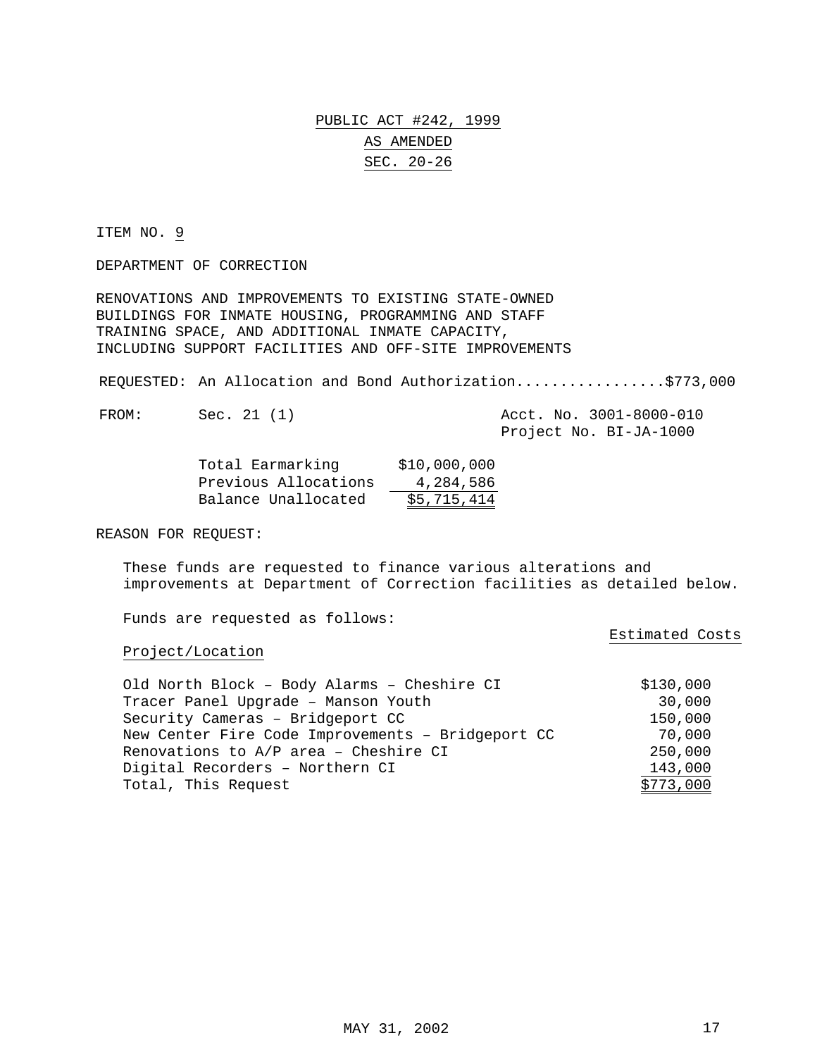PUBLIC ACT #242, 1999

AS AMENDED

SEC. 20-26

ITEM NO. 9

DEPARTMENT OF CORRECTION

RENOVATIONS AND IMPROVEMENTS TO EXISTING STATE-OWNED BUILDINGS FOR INMATE HOUSING, PROGRAMMING AND STAFF TRAINING SPACE, AND ADDITIONAL INMATE CAPACITY, INCLUDING SUPPORT FACILITIES AND OFF-SITE IMPROVEMENTS

REQUESTED: An Allocation and Bond Authorization.................$773,000

FROM: Sec. 21 (1) — Acct. No. 3001-8000-010, Project No. BI-JA-1000

| | |
|---|---|
| Total Earmarking | $10,000,000 |
| Previous Allocations | 4,284,586 |
| Balance Unallocated | $5,715,414 |

REASON FOR REQUEST:

These funds are requested to finance various alterations and improvements at Department of Correction facilities as detailed below.

Funds are requested as follows:

| Project/Location | Estimated Costs |
|---|---|
| Old North Block – Body Alarms – Cheshire CI | $130,000 |
| Tracer Panel Upgrade – Manson Youth | 30,000 |
| Security Cameras – Bridgeport CC | 150,000 |
| New Center Fire Code Improvements – Bridgeport CC | 70,000 |
| Renovations to A/P area – Cheshire CI | 250,000 |
| Digital Recorders – Northern CI | 143,000 |
| Total, This Request | $773,000 |

MAY 31, 2002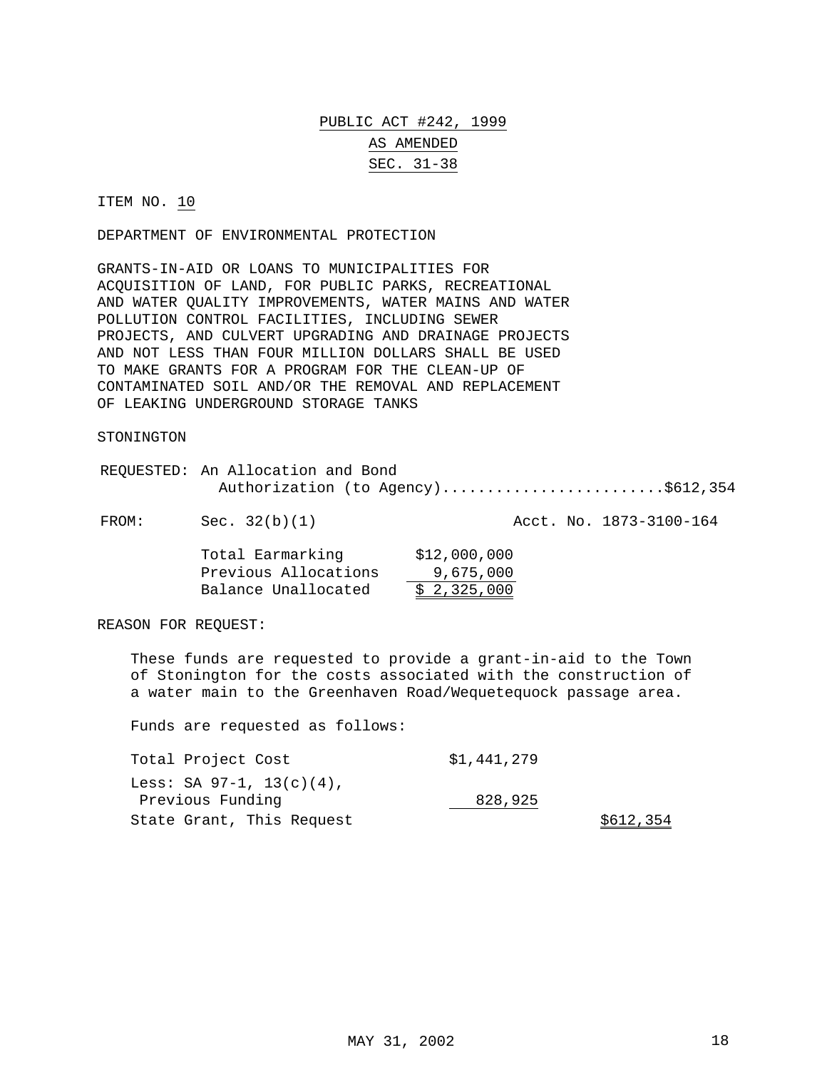PUBLIC ACT #242, 1999

AS AMENDED

SEC. 31-38

ITEM NO. 10

DEPARTMENT OF ENVIRONMENTAL PROTECTION

GRANTS-IN-AID OR LOANS TO MUNICIPALITIES FOR ACQUISITION OF LAND, FOR PUBLIC PARKS, RECREATIONAL AND WATER QUALITY IMPROVEMENTS, WATER MAINS AND WATER POLLUTION CONTROL FACILITIES, INCLUDING SEWER PROJECTS, AND CULVERT UPGRADING AND DRAINAGE PROJECTS AND NOT LESS THAN FOUR MILLION DOLLARS SHALL BE USED TO MAKE GRANTS FOR A PROGRAM FOR THE CLEAN-UP OF CONTAMINATED SOIL AND/OR THE REMOVAL AND REPLACEMENT OF LEAKING UNDERGROUND STORAGE TANKS

STONINGTON

REQUESTED: An Allocation and Bond Authorization (to Agency)........................$612,354

FROM: Sec. 32(b)(1) Acct. No. 1873-3100-164

| | |
|---|---|
| Total Earmarking | $12,000,000 |
| Previous Allocations | 9,675,000 |
| Balance Unallocated | $ 2,325,000 |

REASON FOR REQUEST:

These funds are requested to provide a grant-in-aid to the Town of Stonington for the costs associated with the construction of a water main to the Greenhaven Road/Wequetequock passage area.

Funds are requested as follows:

| | | |
|---|---|---|
| Total Project Cost | $1,441,279 | |
| Less: SA 97-1, 13(c)(4), Previous Funding | 828,925 | |
| State Grant, This Request | | $612,354 |

MAY 31, 2002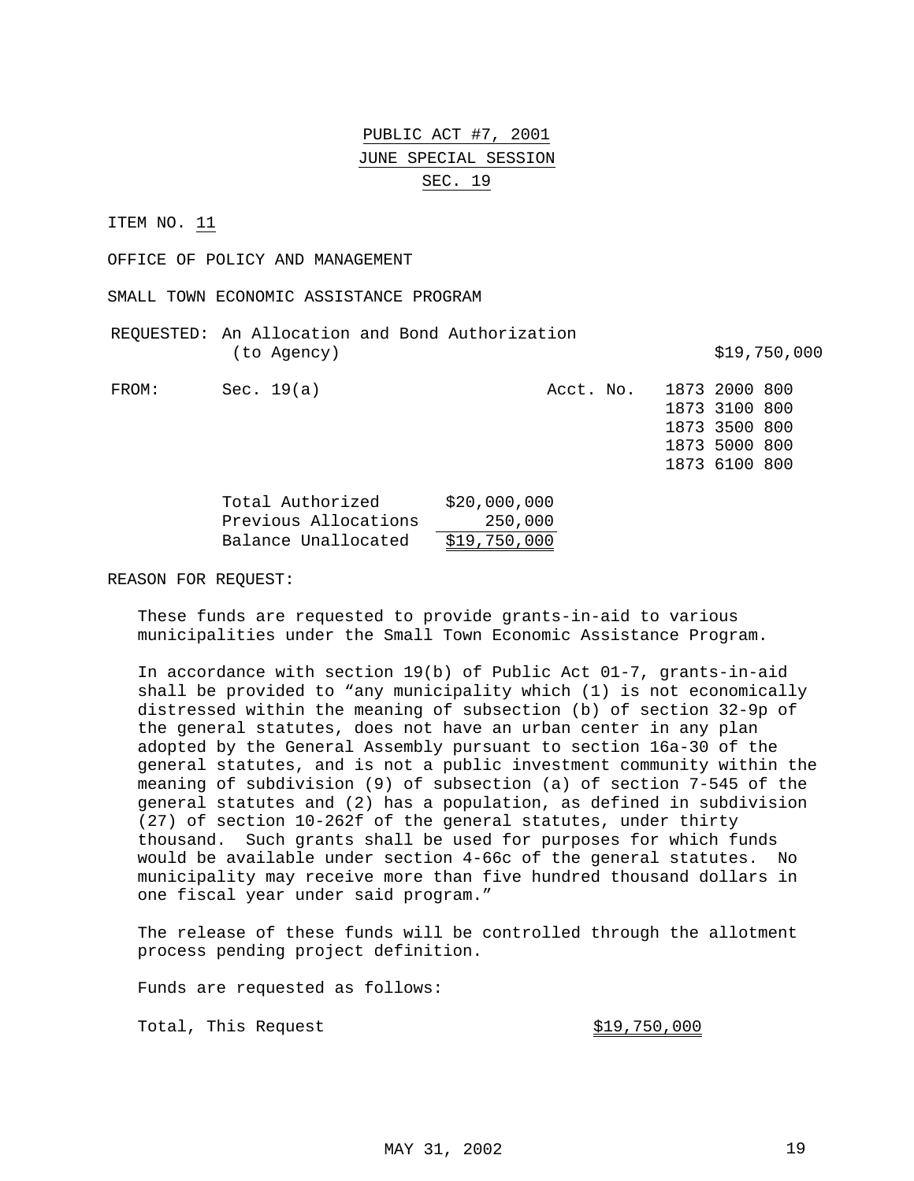PUBLIC ACT #7, 2001

JUNE SPECIAL SESSION

SEC. 19

ITEM NO. 11

OFFICE OF POLICY AND MANAGEMENT

SMALL TOWN ECONOMIC ASSISTANCE PROGRAM

REQUESTED: An Allocation and Bond Authorization (to Agency) $19,750,000

FROM: Sec. 19(a) Acct. No. 1873 2000 800
1873 3100 800
1873 3500 800
1873 5000 800
1873 6100 800

| | |
|---|---|
| Total Authorized | $20,000,000 |
| Previous Allocations | 250,000 |
| Balance Unallocated | $19,750,000 |

REASON FOR REQUEST:

These funds are requested to provide grants-in-aid to various municipalities under the Small Town Economic Assistance Program.

In accordance with section 19(b) of Public Act 01-7, grants-in-aid shall be provided to "any municipality which (1) is not economically distressed within the meaning of subsection (b) of section 32-9p of the general statutes, does not have an urban center in any plan adopted by the General Assembly pursuant to section 16a-30 of the general statutes, and is not a public investment community within the meaning of subdivision (9) of subsection (a) of section 7-545 of the general statutes and (2) has a population, as defined in subdivision (27) of section 10-262f of the general statutes, under thirty thousand. Such grants shall be used for purposes for which funds would be available under section 4-66c of the general statutes. No municipality may receive more than five hundred thousand dollars in one fiscal year under said program."

The release of these funds will be controlled through the allotment process pending project definition.

Funds are requested as follows:

Total, This Request $19,750,000

MAY 31, 2002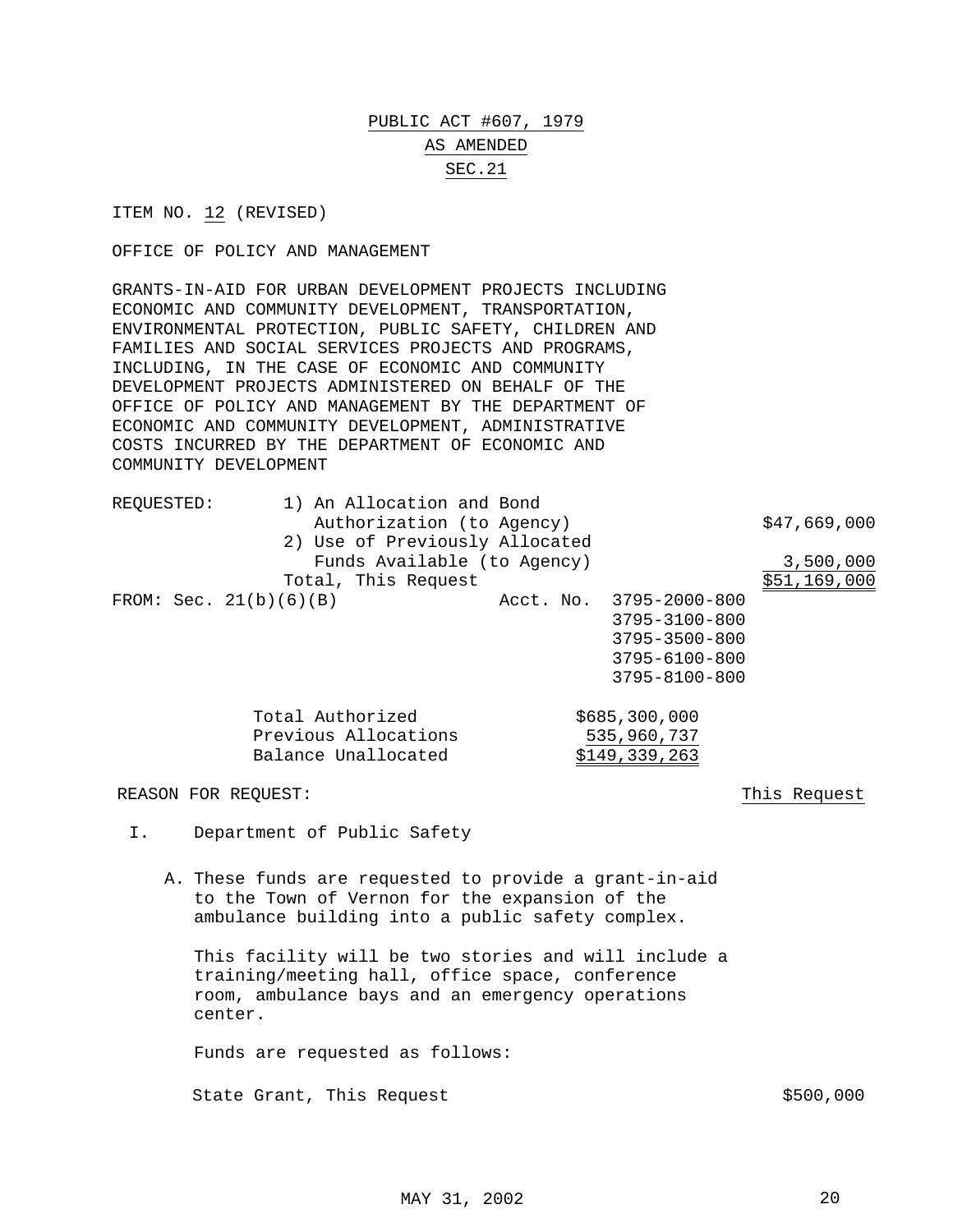PUBLIC ACT #607, 1979

AS AMENDED

SEC.21

ITEM NO. 12 (REVISED)

OFFICE OF POLICY AND MANAGEMENT

GRANTS-IN-AID FOR URBAN DEVELOPMENT PROJECTS INCLUDING ECONOMIC AND COMMUNITY DEVELOPMENT, TRANSPORTATION, ENVIRONMENTAL PROTECTION, PUBLIC SAFETY, CHILDREN AND FAMILIES AND SOCIAL SERVICES PROJECTS AND PROGRAMS, INCLUDING, IN THE CASE OF ECONOMIC AND COMMUNITY DEVELOPMENT PROJECTS ADMINISTERED ON BEHALF OF THE OFFICE OF POLICY AND MANAGEMENT BY THE DEPARTMENT OF ECONOMIC AND COMMUNITY DEVELOPMENT, ADMINISTRATIVE COSTS INCURRED BY THE DEPARTMENT OF ECONOMIC AND COMMUNITY DEVELOPMENT

| | | | |
|---|---|---|---|
| REQUESTED: | 1) An Allocation and Bond Authorization (to Agency) | | $47,669,000 |
| | 2) Use of Previously Allocated Funds Available (to Agency) | | 3,500,000 |
| | Total, This Request | | $51,169,000 |
| FROM: Sec. 21(b)(6)(B) | | Acct. No. 3795-2000-800 | |
| | | 3795-3100-800 | |
| | | 3795-3500-800 | |
| | | 3795-6100-800 | |
| | | 3795-8100-800 | |

| | |
|---|---|
| Total Authorized | $685,300,000 |
| Previous Allocations | 535,960,737 |
| Balance Unallocated | $149,339,263 |

REASON FOR REQUEST: This Request

I. Department of Public Safety

A. These funds are requested to provide a grant-in-aid to the Town of Vernon for the expansion of the ambulance building into a public safety complex.

This facility will be two stories and will include a training/meeting hall, office space, conference room, ambulance bays and an emergency operations center.

Funds are requested as follows:

State Grant, This Request $500,000

MAY 31, 2002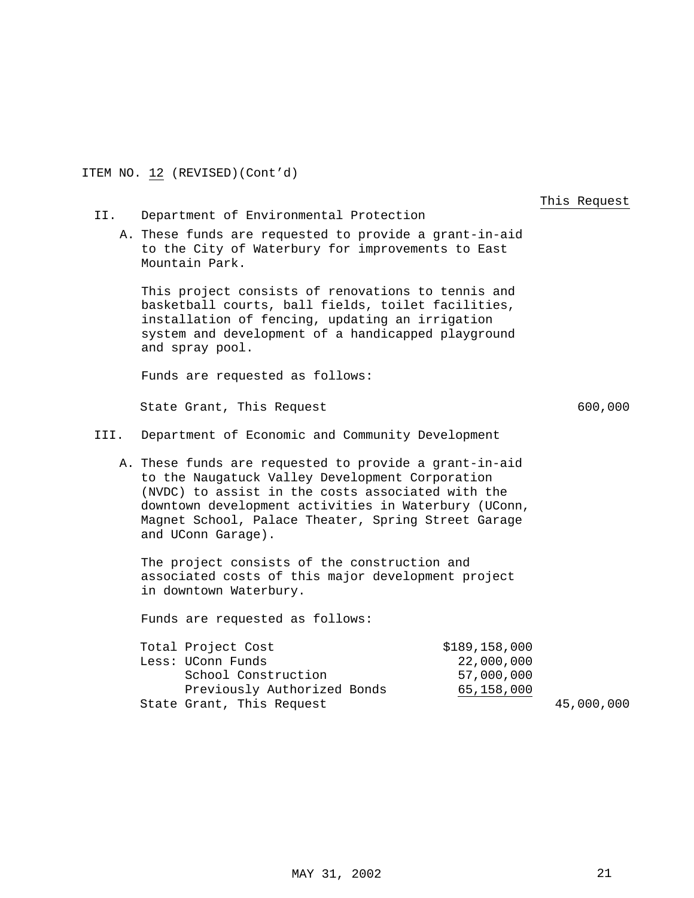ITEM NO. 12 (REVISED)(Cont'd)

This Request

II. Department of Environmental Protection

A. These funds are requested to provide a grant-in-aid to the City of Waterbury for improvements to East Mountain Park.

This project consists of renovations to tennis and basketball courts, ball fields, toilet facilities, installation of fencing, updating an irrigation system and development of a handicapped playground and spray pool.

Funds are requested as follows:

| | | |
|---|---|---|
| State Grant, This Request | | 600,000 |

III. Department of Economic and Community Development

A. These funds are requested to provide a grant-in-aid to the Naugatuck Valley Development Corporation (NVDC) to assist in the costs associated with the downtown development activities in Waterbury (UConn, Magnet School, Palace Theater, Spring Street Garage and UConn Garage).

The project consists of the construction and associated costs of this major development project in downtown Waterbury.

Funds are requested as follows:

| | | |
|---|---|---|
| Total Project Cost | $189,158,000 | |
| Less: UConn Funds | 22,000,000 | |
| School Construction | 57,000,000 | |
| Previously Authorized Bonds | 65,158,000 | |
| State Grant, This Request | | 45,000,000 |

MAY 31, 2002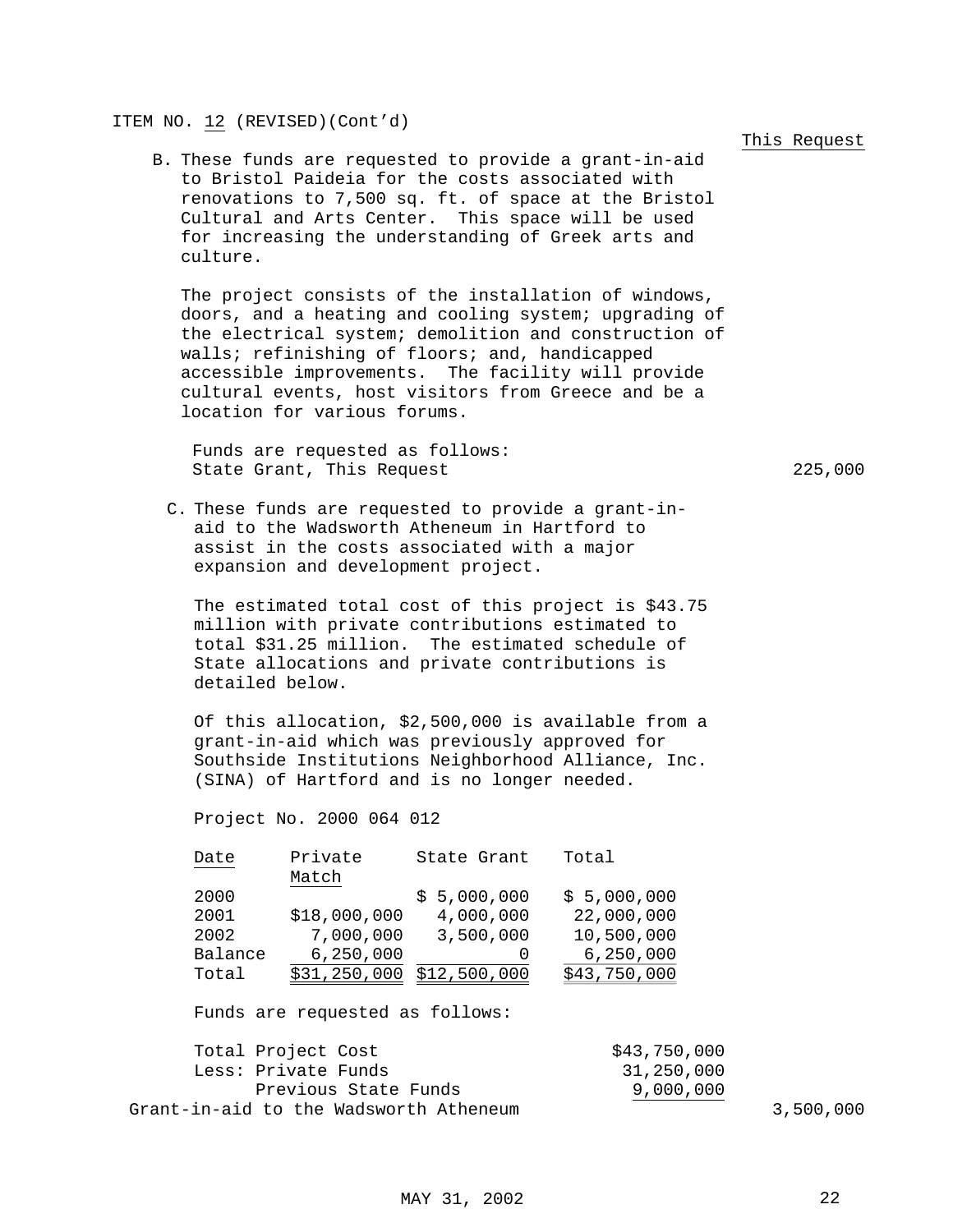ITEM NO. 12 (REVISED)(Cont'd)

This Request

B. These funds are requested to provide a grant-in-aid to Bristol Paideia for the costs associated with renovations to 7,500 sq. ft. of space at the Bristol Cultural and Arts Center. This space will be used for increasing the understanding of Greek arts and culture.

The project consists of the installation of windows, doors, and a heating and cooling system; upgrading of the electrical system; demolition and construction of walls; refinishing of floors; and, handicapped accessible improvements. The facility will provide cultural events, host visitors from Greece and be a location for various forums.

Funds are requested as follows:

| | |
|---|---|
| State Grant, This Request | 225,000 |

C. These funds are requested to provide a grant-in-aid to the Wadsworth Atheneum in Hartford to assist in the costs associated with a major expansion and development project.

The estimated total cost of this project is $43.75 million with private contributions estimated to total $31.25 million. The estimated schedule of State allocations and private contributions is detailed below.

Of this allocation, $2,500,000 is available from a grant-in-aid which was previously approved for Southside Institutions Neighborhood Alliance, Inc. (SINA) of Hartford and is no longer needed.

Project No. 2000 064 012

| Date | Private Match | State Grant | Total |
|---|---|---|---|
| 2000 | | $ 5,000,000 | $ 5,000,000 |
| 2001 | $18,000,000 | 4,000,000 | 22,000,000 |
| 2002 | 7,000,000 | 3,500,000 | 10,500,000 |
| Balance | 6,250,000 | 0 | 6,250,000 |
| Total | $31,250,000 | $12,500,000 | $43,750,000 |

Funds are requested as follows:

| | | |
|---|---|---|
| Total Project Cost | $43,750,000 | |
| Less: Private Funds | 31,250,000 | |
| Previous State Funds | 9,000,000 | |
| Grant-in-aid to the Wadsworth Atheneum | | 3,500,000 |

MAY 31, 2002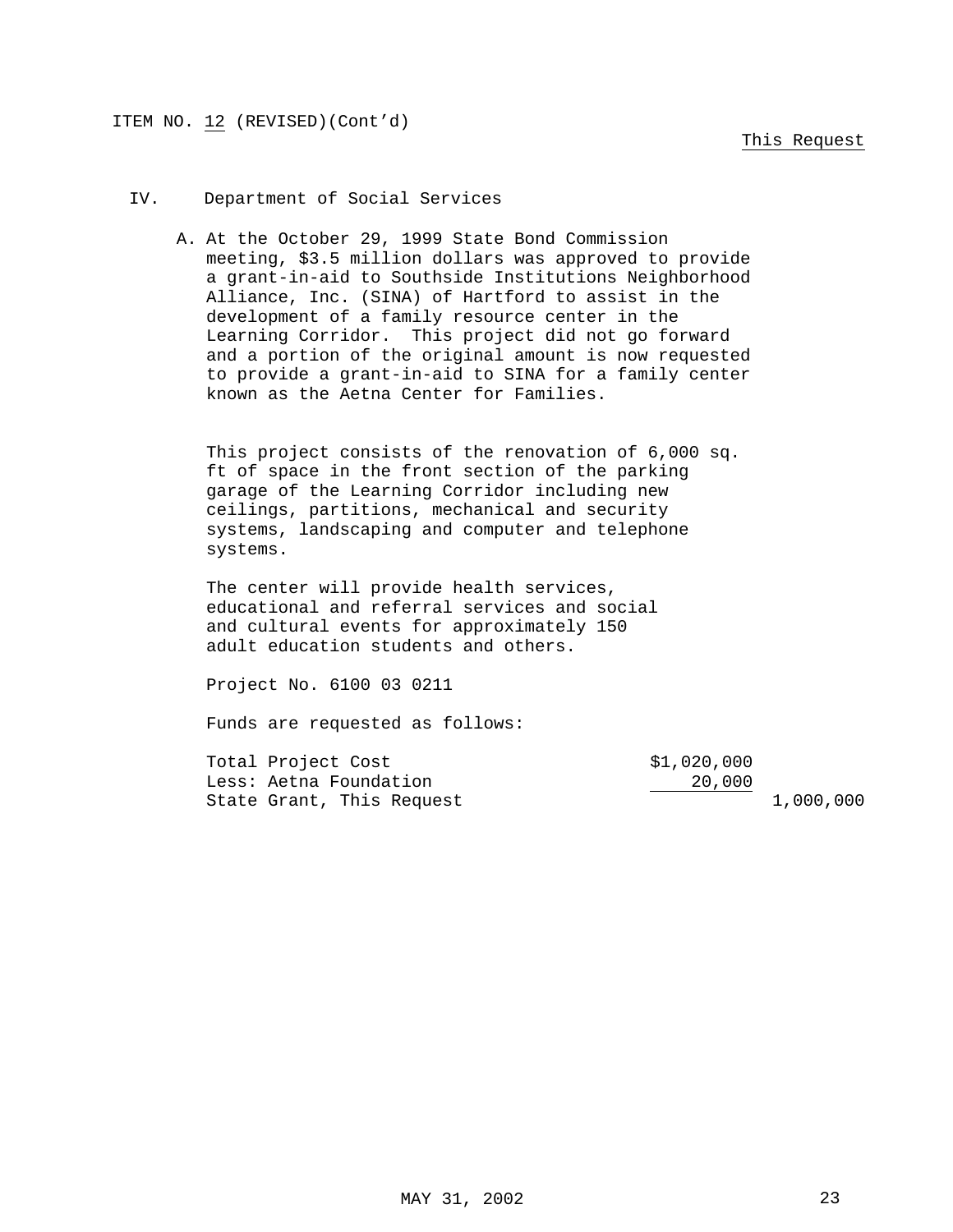ITEM NO. 12 (REVISED)(Cont'd)

This Request

IV. Department of Social Services

A. At the October 29, 1999 State Bond Commission meeting, $3.5 million dollars was approved to provide a grant-in-aid to Southside Institutions Neighborhood Alliance, Inc. (SINA) of Hartford to assist in the development of a family resource center in the Learning Corridor. This project did not go forward and a portion of the original amount is now requested to provide a grant-in-aid to SINA for a family center known as the Aetna Center for Families.

This project consists of the renovation of 6,000 sq. ft of space in the front section of the parking garage of the Learning Corridor including new ceilings, partitions, mechanical and security systems, landscaping and computer and telephone systems.

The center will provide health services, educational and referral services and social and cultural events for approximately 150 adult education students and others.

Project No. 6100 03 0211

Funds are requested as follows:

| | | |
|---|---|---|
| Total Project Cost | $1,020,000 | |
| Less: Aetna Foundation | 20,000 | |
| State Grant, This Request | | 1,000,000 |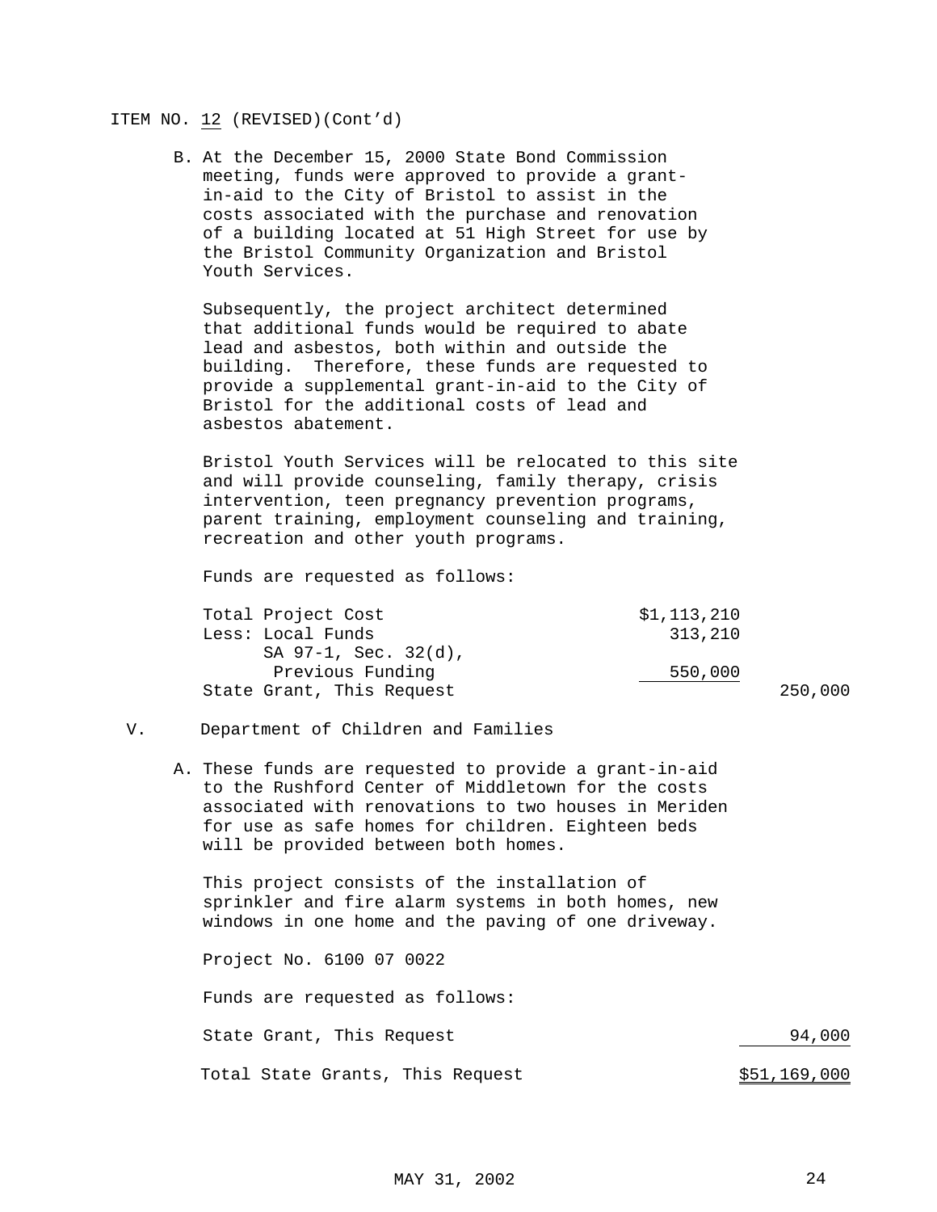ITEM NO. 12 (REVISED)(Cont'd)

B. At the December 15, 2000 State Bond Commission meeting, funds were approved to provide a grant-in-aid to the City of Bristol to assist in the costs associated with the purchase and renovation of a building located at 51 High Street for use by the Bristol Community Organization and Bristol Youth Services.

Subsequently, the project architect determined that additional funds would be required to abate lead and asbestos, both within and outside the building. Therefore, these funds are requested to provide a supplemental grant-in-aid to the City of Bristol for the additional costs of lead and asbestos abatement.

Bristol Youth Services will be relocated to this site and will provide counseling, family therapy, crisis intervention, teen pregnancy prevention programs, parent training, employment counseling and training, recreation and other youth programs.

Funds are requested as follows:

| | | |
|---|---|---|
| Total Project Cost | $1,113,210 | |
| Less: Local Funds | 313,210 | |
| SA 97-1, Sec. 32(d), Previous Funding | 550,000 | |
| State Grant, This Request | | 250,000 |

V. Department of Children and Families

A. These funds are requested to provide a grant-in-aid to the Rushford Center of Middletown for the costs associated with renovations to two houses in Meriden for use as safe homes for children. Eighteen beds will be provided between both homes.

This project consists of the installation of sprinkler and fire alarm systems in both homes, new windows in one home and the paving of one driveway.

Project No. 6100 07 0022

Funds are requested as follows:

| | |
|---|---|
| State Grant, This Request | 94,000 |

| | |
|---|---|
| Total State Grants, This Request | $51,169,000 |

MAY 31, 2002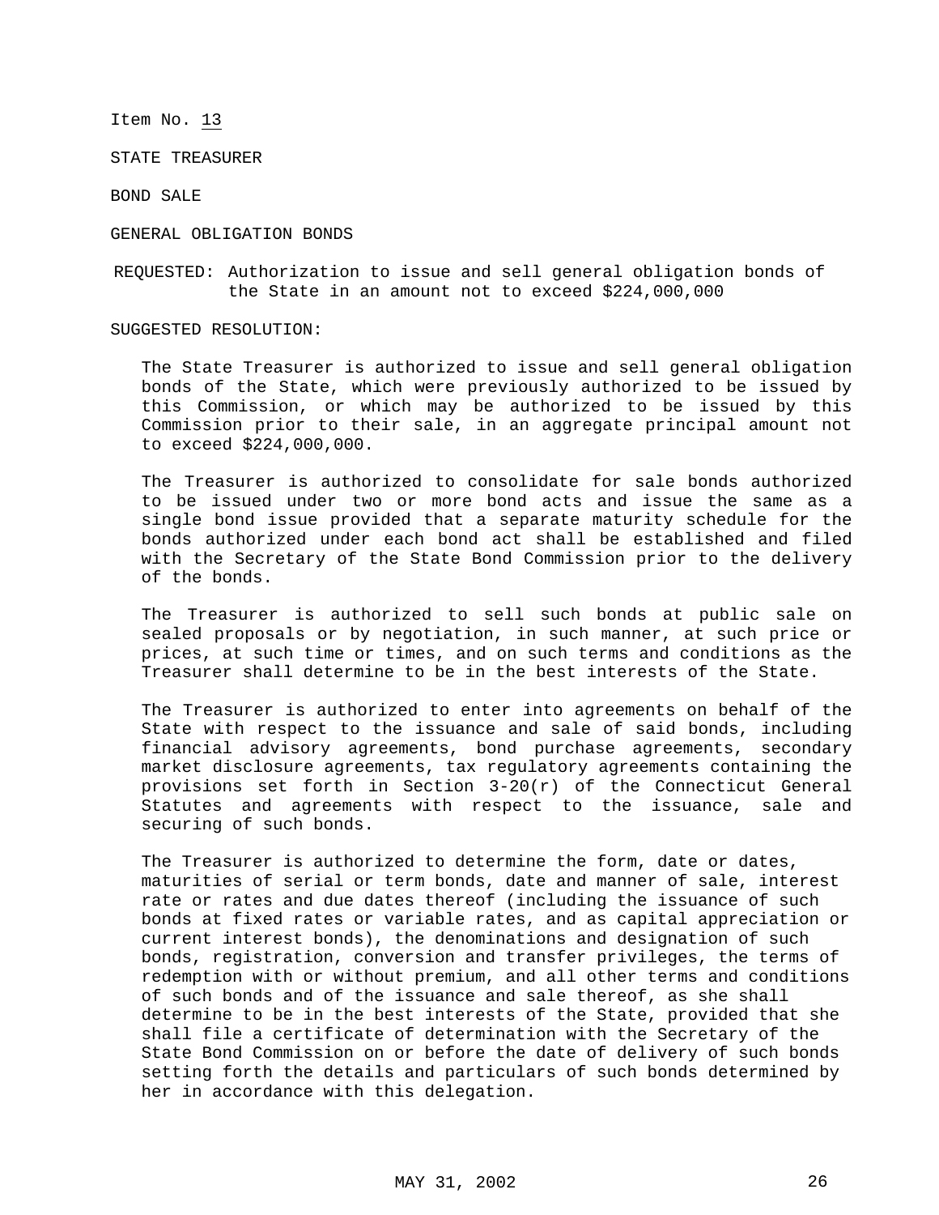Item No. 13

STATE TREASURER

BOND SALE

GENERAL OBLIGATION BONDS

REQUESTED: Authorization to issue and sell general obligation bonds of the State in an amount not to exceed $224,000,000

SUGGESTED RESOLUTION:

The State Treasurer is authorized to issue and sell general obligation bonds of the State, which were previously authorized to be issued by this Commission, or which may be authorized to be issued by this Commission prior to their sale, in an aggregate principal amount not to exceed $224,000,000.

The Treasurer is authorized to consolidate for sale bonds authorized to be issued under two or more bond acts and issue the same as a single bond issue provided that a separate maturity schedule for the bonds authorized under each bond act shall be established and filed with the Secretary of the State Bond Commission prior to the delivery of the bonds.

The Treasurer is authorized to sell such bonds at public sale on sealed proposals or by negotiation, in such manner, at such price or prices, at such time or times, and on such terms and conditions as the Treasurer shall determine to be in the best interests of the State.

The Treasurer is authorized to enter into agreements on behalf of the State with respect to the issuance and sale of said bonds, including financial advisory agreements, bond purchase agreements, secondary market disclosure agreements, tax regulatory agreements containing the provisions set forth in Section 3-20(r) of the Connecticut General Statutes and agreements with respect to the issuance, sale and securing of such bonds.

The Treasurer is authorized to determine the form, date or dates, maturities of serial or term bonds, date and manner of sale, interest rate or rates and due dates thereof (including the issuance of such bonds at fixed rates or variable rates, and as capital appreciation or current interest bonds), the denominations and designation of such bonds, registration, conversion and transfer privileges, the terms of redemption with or without premium, and all other terms and conditions of such bonds and of the issuance and sale thereof, as she shall determine to be in the best interests of the State, provided that she shall file a certificate of determination with the Secretary of the State Bond Commission on or before the date of delivery of such bonds setting forth the details and particulars of such bonds determined by her in accordance with this delegation.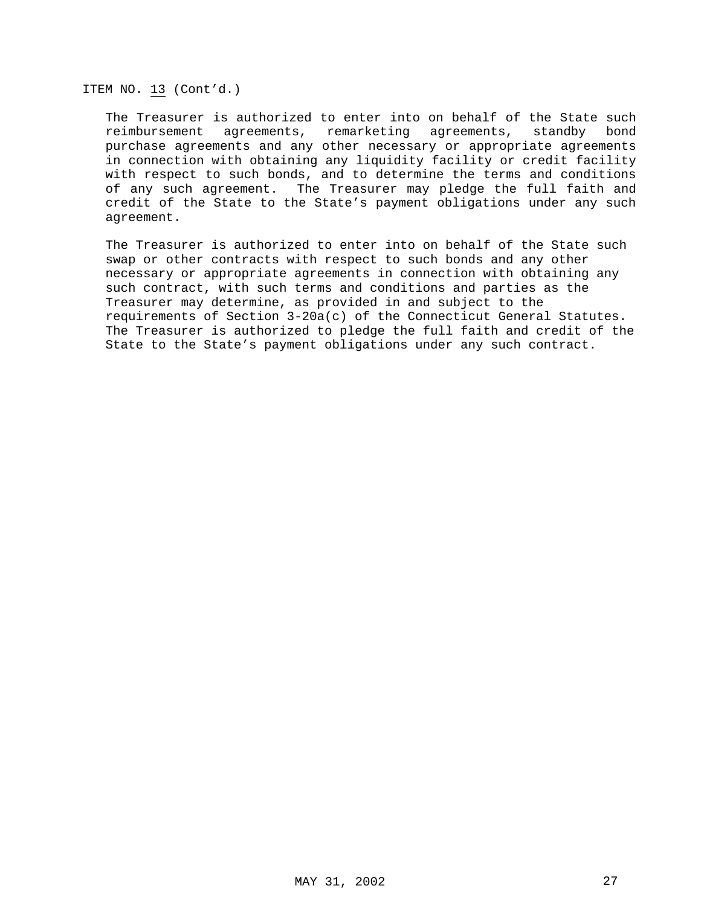ITEM NO. 13 (Cont'd.)

The Treasurer is authorized to enter into on behalf of the State such reimbursement agreements, remarketing agreements, standby bond purchase agreements and any other necessary or appropriate agreements in connection with obtaining any liquidity facility or credit facility with respect to such bonds, and to determine the terms and conditions of any such agreement. The Treasurer may pledge the full faith and credit of the State to the State's payment obligations under any such agreement.

The Treasurer is authorized to enter into on behalf of the State such swap or other contracts with respect to such bonds and any other necessary or appropriate agreements in connection with obtaining any such contract, with such terms and conditions and parties as the Treasurer may determine, as provided in and subject to the requirements of Section 3-20a(c) of the Connecticut General Statutes. The Treasurer is authorized to pledge the full faith and credit of the State to the State's payment obligations under any such contract.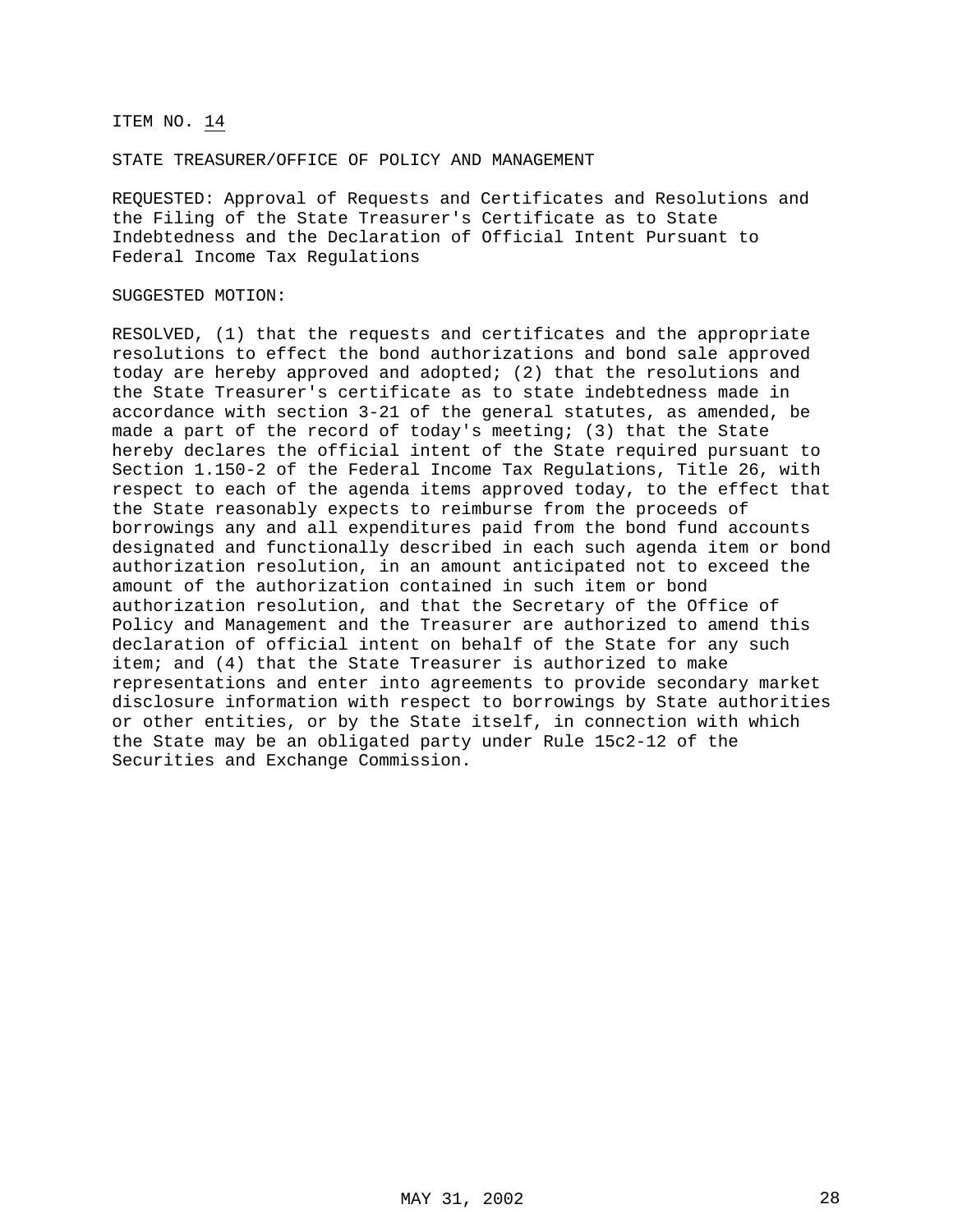ITEM NO. 14

STATE TREASURER/OFFICE OF POLICY AND MANAGEMENT

REQUESTED: Approval of Requests and Certificates and Resolutions and the Filing of the State Treasurer's Certificate as to State Indebtedness and the Declaration of Official Intent Pursuant to Federal Income Tax Regulations

SUGGESTED MOTION:

RESOLVED, (1) that the requests and certificates and the appropriate resolutions to effect the bond authorizations and bond sale approved today are hereby approved and adopted; (2) that the resolutions and the State Treasurer's certificate as to state indebtedness made in accordance with section 3-21 of the general statutes, as amended, be made a part of the record of today's meeting; (3) that the State hereby declares the official intent of the State required pursuant to Section 1.150-2 of the Federal Income Tax Regulations, Title 26, with respect to each of the agenda items approved today, to the effect that the State reasonably expects to reimburse from the proceeds of borrowings any and all expenditures paid from the bond fund accounts designated and functionally described in each such agenda item or bond authorization resolution, in an amount anticipated not to exceed the amount of the authorization contained in such item or bond authorization resolution, and that the Secretary of the Office of Policy and Management and the Treasurer are authorized to amend this declaration of official intent on behalf of the State for any such item; and (4) that the State Treasurer is authorized to make representations and enter into agreements to provide secondary market disclosure information with respect to borrowings by State authorities or other entities, or by the State itself, in connection with which the State may be an obligated party under Rule 15c2-12 of the Securities and Exchange Commission.